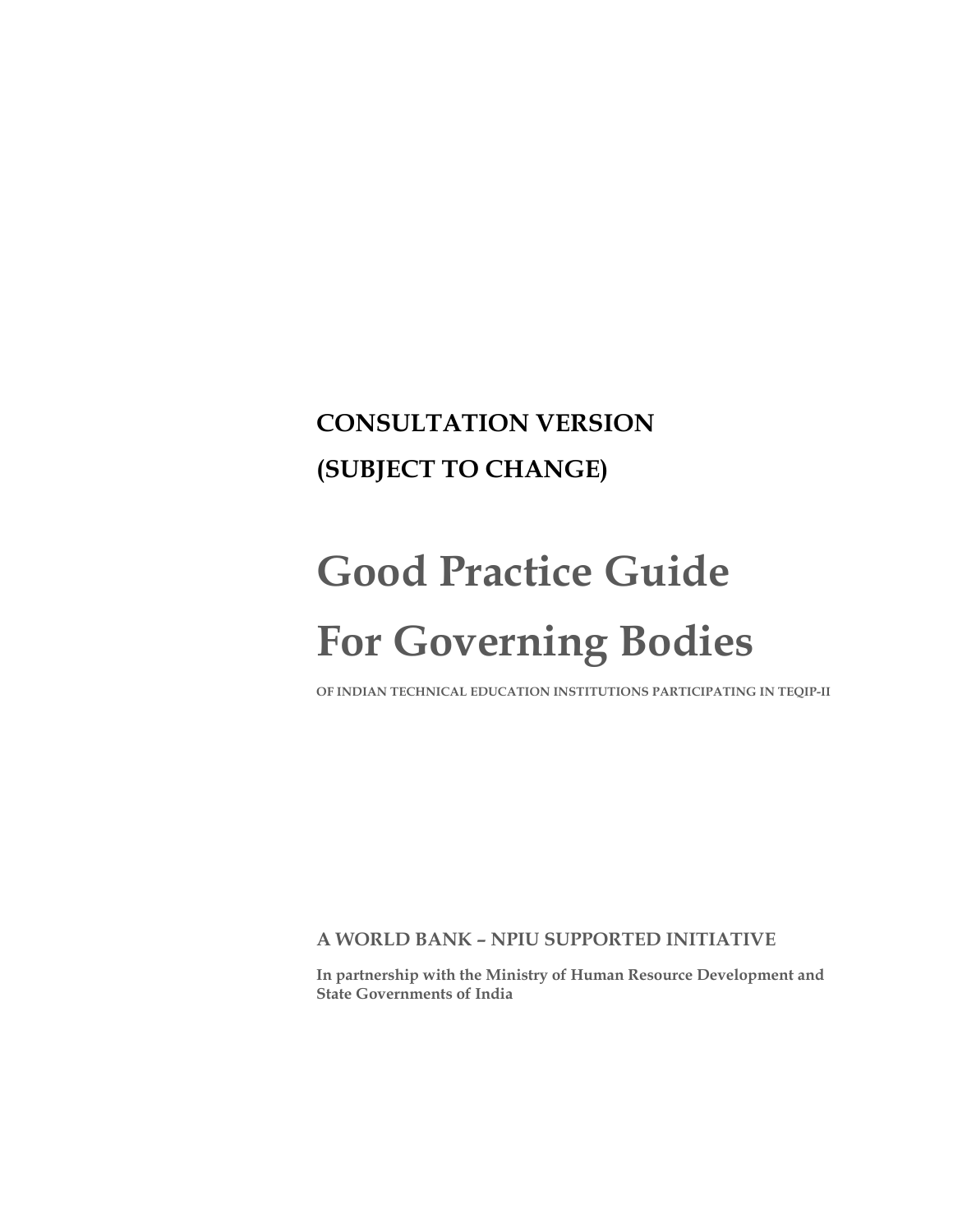**CONSULTATION VERSION**

**(SUBJECT TO CHANGE)**

# Good Practice Guide For Governing Bodies

**OF INDIAN TECHNICAL EDUCATION INSTITUTIONS PARTICIPATING IN TEQIP-II**

**A WORLD BANK – NPIU SUPPORTED INITIATIVE**

**In partnership with the Ministry of Human Resource Development and State Governments of India**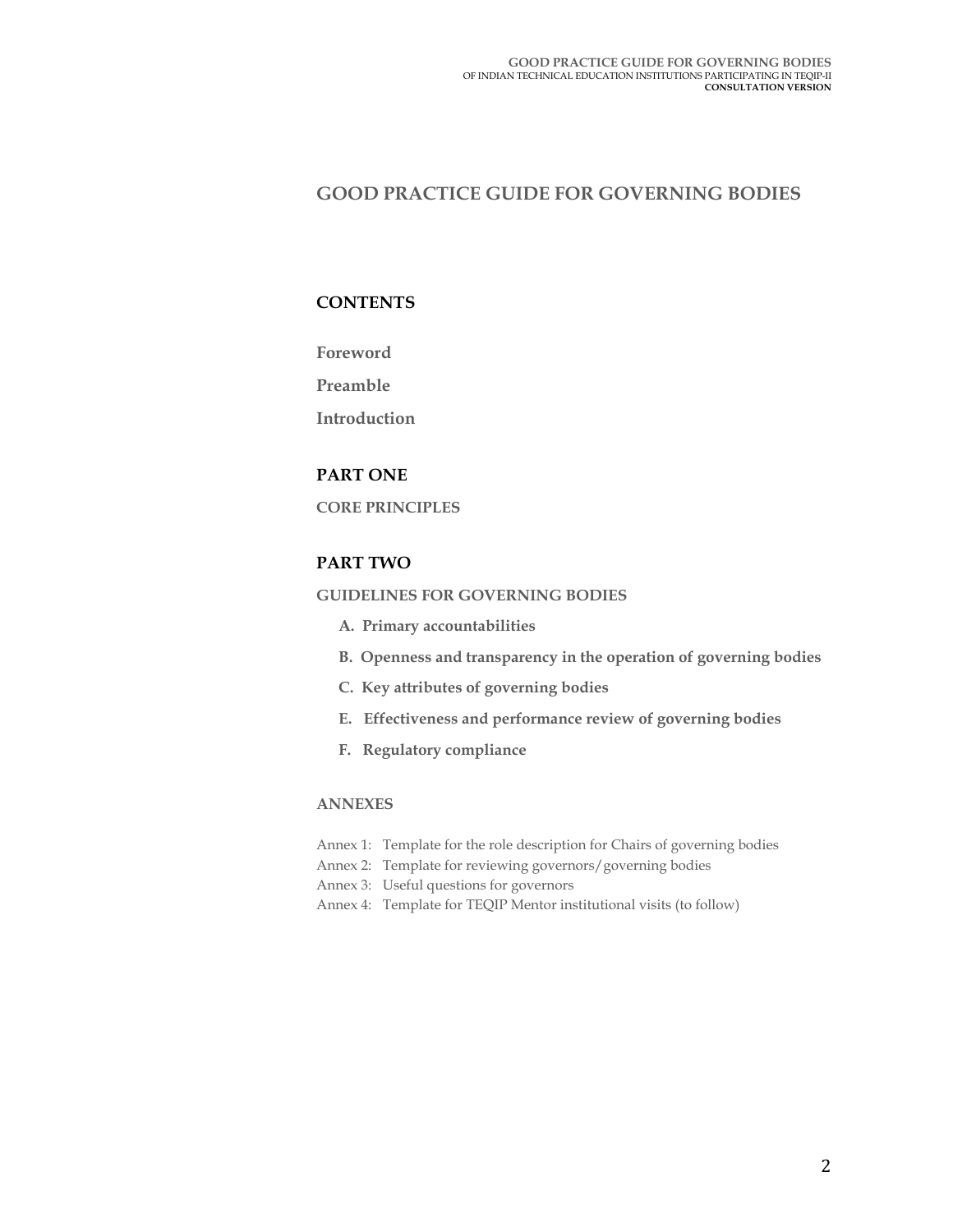# GOOD PRACTICE GUIDE FOR GOVERNING BODIES

## CONTENTS

**Foreword**

**Preamble**

**Introduction**

## PART ONE

**CORE PRINCIPLES**

## PART TWO

**GUIDELINES FOR GOVERNING BODIES**

- **A. Primary accountabilities**
- **B. Openness and transparency in the operation of governing bodies**
- **C. Key attributes of governing bodies**
- **E. Effectiveness and performance review of governing bodies**
- **F. Regulatory compliance**

**ANNEXES**

Annex 1: Template for the role description for Chairs of governing bodies
Annex 2: Template for reviewing governors/governing bodies
Annex 3: Useful questions for governors
Annex 4: Template for TEQIP Mentor institutional visits (to follow)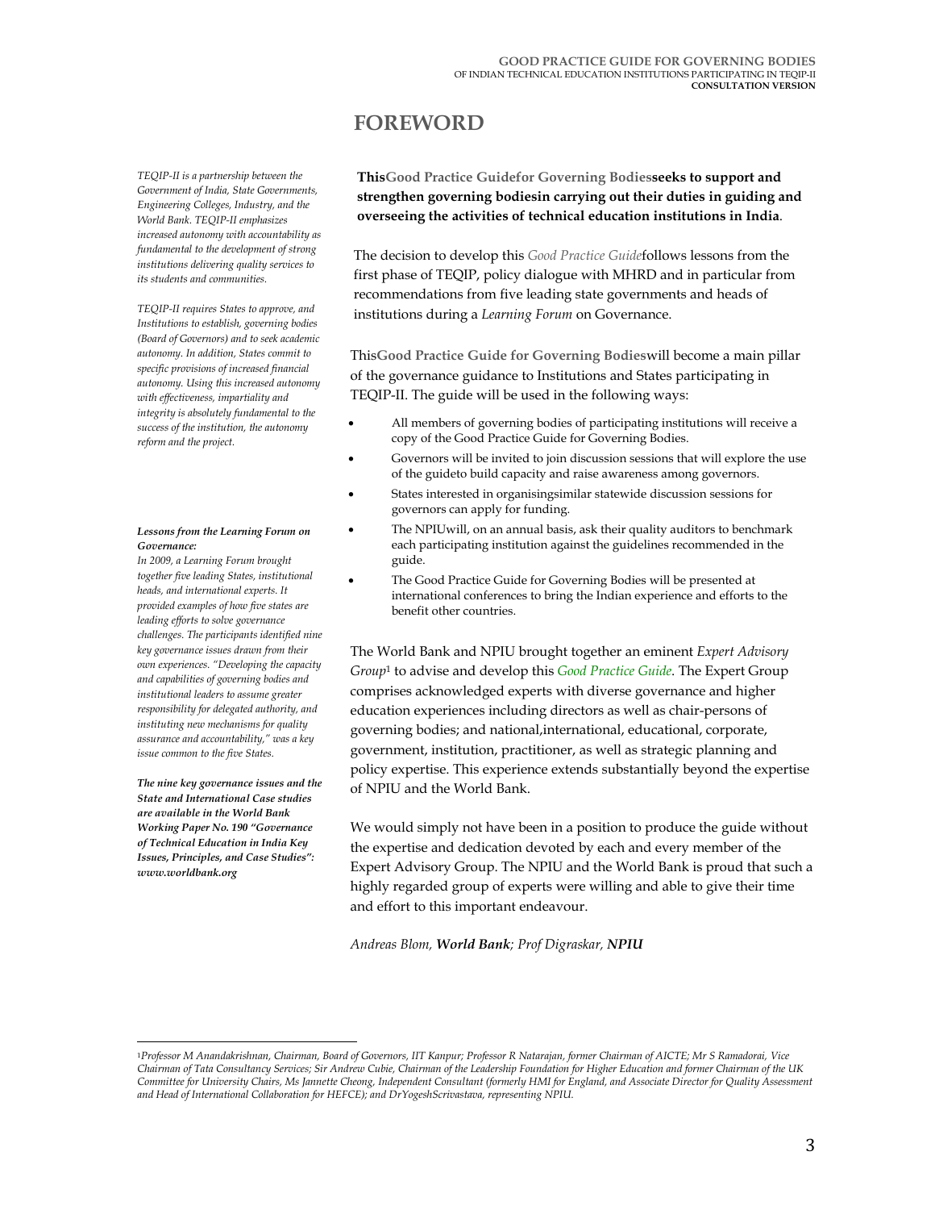# FOREWORD

*TEQIP-II is a partnership between the Government of India, State Governments, Engineering Colleges, Industry, and the World Bank. TEQIP-II emphasizes increased autonomy with accountability as fundamental to the development of strong institutions delivering quality services to its students and communities.*

*TEQIP-II requires States to approve, and Institutions to establish, governing bodies (Board of Governors) and to seek academic autonomy. In addition, States commit to specific provisions of increased financial autonomy. Using this increased autonomy with effectiveness, impartiality and integrity is absolutely fundamental to the success of the institution, the autonomy reform and the project.*

***Lessons from the Learning Forum on Governance:***
*In 2009, a Learning Forum brought together five leading States, institutional heads, and international experts. It provided examples of how five states are leading efforts to solve governance challenges. The participants identified nine key governance issues drawn from their own experiences. "Developing the capacity and capabilities of governing bodies and institutional leaders to assume greater responsibility for delegated authority, and instituting new mechanisms for quality assurance and accountability," was a key issue common to the five States.*

***The nine key governance issues and the State and International Case studies are available in the World Bank Working Paper No. 190 "Governance of Technical Education in India Key Issues, Principles, and Case Studies": www.worldbank.org***

**ThisGood Practice Guidefor Governing Bodiesseeks to support and strengthen governing bodiesin carrying out their duties in guiding and overseeing the activities of technical education institutions in India**.

The decision to develop this *Good Practice Guide*follows lessons from the first phase of TEQIP, policy dialogue with MHRD and in particular from recommendations from five leading state governments and heads of institutions during a *Learning Forum* on Governance.

This**Good Practice Guide for Governing Bodies**will become a main pillar of the governance guidance to Institutions and States participating in TEQIP-II. The guide will be used in the following ways:

- All members of governing bodies of participating institutions will receive a copy of the Good Practice Guide for Governing Bodies.
- Governors will be invited to join discussion sessions that will explore the use of the guideto build capacity and raise awareness among governors.
- States interested in organisingsimilar statewide discussion sessions for governors can apply for funding.
- The NPIUwill, on an annual basis, ask their quality auditors to benchmark each participating institution against the guidelines recommended in the guide.
- The Good Practice Guide for Governing Bodies will be presented at international conferences to bring the Indian experience and efforts to the benefit other countries.

The World Bank and NPIU brought together an eminent *Expert Advisory Group*[1] to advise and develop this *Good Practice Guide*. The Expert Group comprises acknowledged experts with diverse governance and higher education experiences including directors as well as chair-persons of governing bodies; and national,international, educational, corporate, government, institution, practitioner, as well as strategic planning and policy expertise. This experience extends substantially beyond the expertise of NPIU and the World Bank.

We would simply not have been in a position to produce the guide without the expertise and dedication devoted by each and every member of the Expert Advisory Group. The NPIU and the World Bank is proud that such a highly regarded group of experts were willing and able to give their time and effort to this important endeavour.

*Andreas Blom, **World Bank**; Prof Digraskar, **NPIU***

---

[1] *Professor M Anandakrishnan, Chairman, Board of Governors, IIT Kanpur; Professor R Natarajan, former Chairman of AICTE; Mr S Ramadorai, Vice Chairman of Tata Consultancy Services; Sir Andrew Cubie, Chairman of the Leadership Foundation for Higher Education and former Chairman of the UK Committee for University Chairs, Ms Jannette Cheong, Independent Consultant (formerly HMI for England, and Associate Director for Quality Assessment and Head of International Collaboration for HEFCE); and DrYogeshScrivastava, representing NPIU.*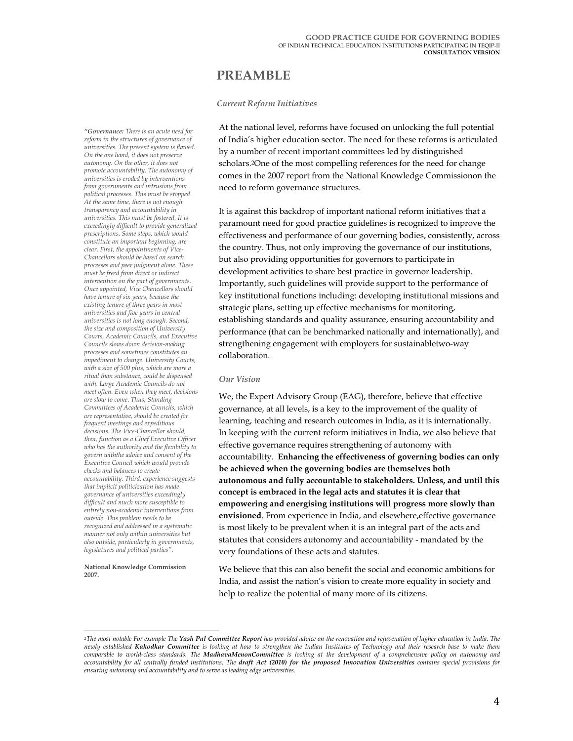# PREAMBLE

### *Current Reform Initiatives*

At the national level, reforms have focused on unlocking the full potential of India's higher education sector. The need for these reforms is articulated by a number of recent important committees led by distinguished scholars.[2]One of the most compelling references for the need for change comes in the 2007 report from the National Knowledge Commissionon the need to reform governance structures.

It is against this backdrop of important national reform initiatives that a paramount need for good practice guidelines is recognized to improve the effectiveness and performance of our governing bodies, consistently, across the country. Thus, not only improving the governance of our institutions, but also providing opportunities for governors to participate in development activities to share best practice in governor leadership. Importantly, such guidelines will provide support to the performance of key institutional functions including: developing institutional missions and strategic plans, setting up effective mechanisms for monitoring, establishing standards and quality assurance, ensuring accountability and performance (that can be benchmarked nationally and internationally), and strengthening engagement with employers for sustainabletwo-way collaboration.

*"**Governance:** There is an acute need for reform in the structures of governance of universities. The present system is flawed. On the one hand, it does not preserve autonomy. On the other, it does not promote accountability. The autonomy of universities is eroded by interventions from governments and intrusions from political processes. This must be stopped. At the same time, there is not enough transparency and accountability in universities. This must be fostered. It is exceedingly difficult to provide generalized prescriptions. Some steps, which would constitute an important beginning, are clear. First, the appointments of Vice-Chancellors should be based on search processes and peer judgment alone. These must be freed from direct or indirect intervention on the part of governments. Once appointed, Vice Chancellors should have tenure of six years, because the existing tenure of three years in most universities and five years in central universities is not long enough. Second, the size and composition of University Courts, Academic Councils, and Executive Councils slows down decision-making processes and sometimes constitutes an impediment to change. University Courts, with a size of 500 plus, which are more a ritual than substance, could be dispensed with. Large Academic Councils do not meet often. Even when they meet, decisions are slow to come. Thus, Standing Committees of Academic Councils, which are representative, should be created for frequent meetings and expeditious decisions. The Vice-Chancellor should, then, function as a Chief Executive Officer who has the authority and the flexibility to govern withthe advice and consent of the Executive Council which would provide checks and balances to create accountability. Third, experience suggests that implicit politicization has made governance of universities exceedingly difficult and much more susceptible to entirely non-academic interventions from outside. This problem needs to be recognized and addressed in a systematic manner not only within universities but also outside, particularly in governments, legislatures and political parties".*

**National Knowledge Commission 2007.**

### *Our Vision*

We, the Expert Advisory Group (EAG), therefore, believe that effective governance, at all levels, is a key to the improvement of the quality of learning, teaching and research outcomes in India, as it is internationally. In keeping with the current reform initiatives in India, we also believe that effective governance requires strengthening of autonomy with accountability. **Enhancing the effectiveness of governing bodies can only be achieved when the governing bodies are themselves both autonomous and fully accountable to stakeholders. Unless, and until this concept is embraced in the legal acts and statutes it is clear that empowering and energising institutions will progress more slowly than envisioned**. From experience in India, and elsewhere,effective governance is most likely to be prevalent when it is an integral part of the acts and statutes that considers autonomy and accountability - mandated by the very foundations of these acts and statutes.

We believe that this can also benefit the social and economic ambitions for India, and assist the nation's vision to create more equality in society and help to realize the potential of many more of its citizens.

---

[2]*The most notable For example The **Yash Pal Committee Report** has provided advice on the renovation and rejuvenation of higher education in India. The newly established **Kakodkar Committee** is looking at how to strengthen the Indian Institutes of Technology and their research base to make them comparable to world-class standards. The **MadhavaMenonCommittee** is looking at the development of a comprehensive policy on autonomy and accountability for all centrally funded institutions. The **draft Act (2010) for the proposed Innovation Universities** contains special provisions for ensuring autonomy and accountability and to serve as leading edge universities.*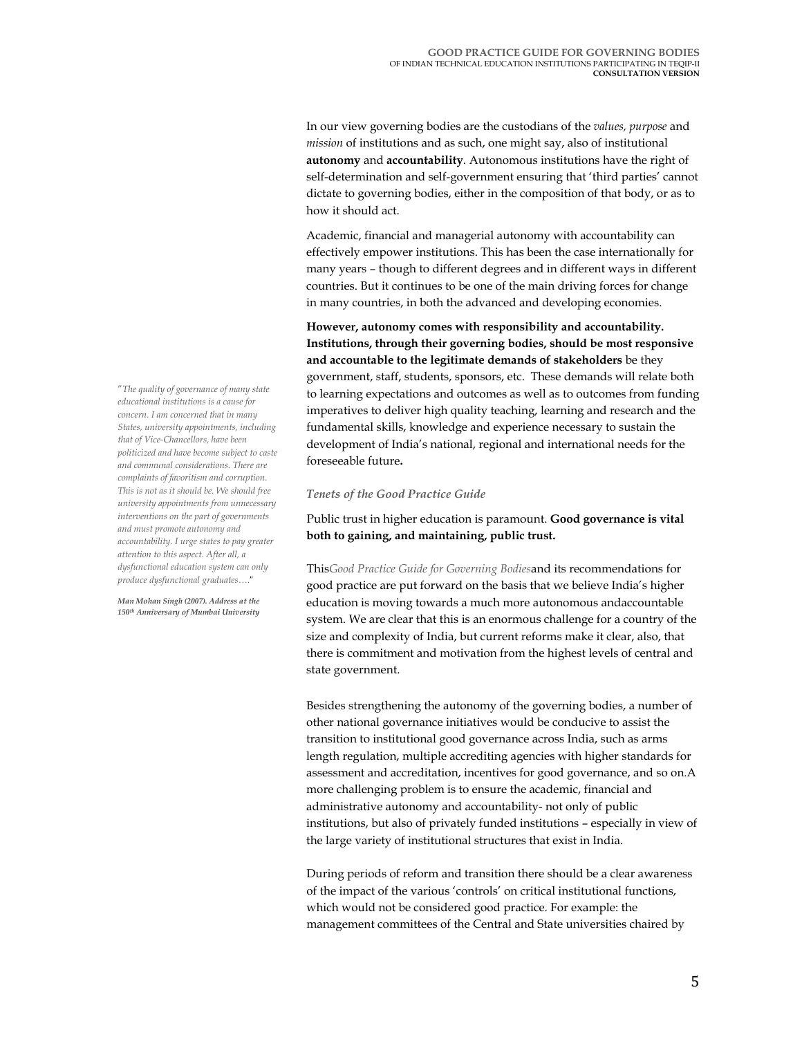In our view governing bodies are the custodians of the *values, purpose* and *mission* of institutions and as such, one might say, also of institutional **autonomy** and **accountability**. Autonomous institutions have the right of self-determination and self-government ensuring that 'third parties' cannot dictate to governing bodies, either in the composition of that body, or as to how it should act.

Academic, financial and managerial autonomy with accountability can effectively empower institutions. This has been the case internationally for many years – though to different degrees and in different ways in different countries. But it continues to be one of the main driving forces for change in many countries, in both the advanced and developing economies.

**However, autonomy comes with responsibility and accountability. Institutions, through their governing bodies, should be most responsive and accountable to the legitimate demands of stakeholders** be they government, staff, students, sponsors, etc. These demands will relate both to learning expectations and outcomes as well as to outcomes from funding imperatives to deliver high quality teaching, learning and research and the fundamental skills, knowledge and experience necessary to sustain the development of India's national, regional and international needs for the foreseeable future**.**

*"The quality of governance of many state educational institutions is a cause for concern. I am concerned that in many States, university appointments, including that of Vice-Chancellors, have been politicized and have become subject to caste and communal considerations. There are complaints of favoritism and corruption. This is not as it should be. We should free university appointments from unnecessary interventions on the part of governments and must promote autonomy and accountability. I urge states to pay greater attention to this aspect. After all, a dysfunctional education system can only produce dysfunctional graduates…."*

***Man Mohan Singh (2007). Address at the 150th Anniversary of Mumbai University***

### *Tenets of the Good Practice Guide*

Public trust in higher education is paramount. **Good governance is vital both to gaining, and maintaining, public trust.**

This*Good Practice Guide for Governing Bodies*and its recommendations for good practice are put forward on the basis that we believe India's higher education is moving towards a much more autonomous andaccountable system. We are clear that this is an enormous challenge for a country of the size and complexity of India, but current reforms make it clear, also, that there is commitment and motivation from the highest levels of central and state government.

Besides strengthening the autonomy of the governing bodies, a number of other national governance initiatives would be conducive to assist the transition to institutional good governance across India, such as arms length regulation, multiple accrediting agencies with higher standards for assessment and accreditation, incentives for good governance, and so on.A more challenging problem is to ensure the academic, financial and administrative autonomy and accountability- not only of public institutions, but also of privately funded institutions – especially in view of the large variety of institutional structures that exist in India.

During periods of reform and transition there should be a clear awareness of the impact of the various 'controls' on critical institutional functions, which would not be considered good practice. For example: the management committees of the Central and State universities chaired by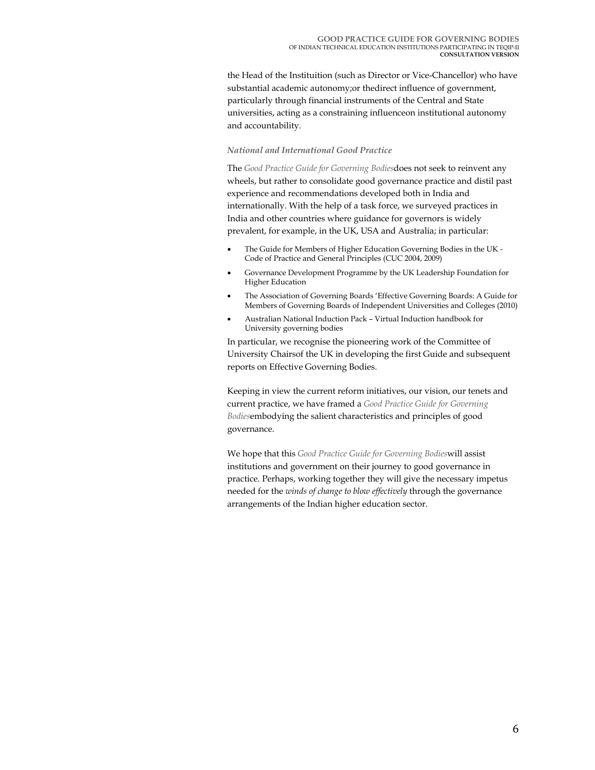the Head of the Instituition (such as Director or Vice-Chancellor) who have substantial academic autonomy;or thedirect influence of government, particularly through financial instruments of the Central and State universities, acting as a constraining influenceon institutional autonomy and accountability.

### *National and International Good Practice*

The *Good Practice Guide for Governing Bodies*does not seek to reinvent any wheels, but rather to consolidate good governance practice and distil past experience and recommendations developed both in India and internationally. With the help of a task force, we surveyed practices in India and other countries where guidance for governors is widely prevalent, for example, in the UK, USA and Australia; in particular:

- The Guide for Members of Higher Education Governing Bodies in the UK - Code of Practice and General Principles (CUC 2004, 2009)
- Governance Development Programme by the UK Leadership Foundation for Higher Education
- The Association of Governing Boards 'Effective Governing Boards: A Guide for Members of Governing Boards of Independent Universities and Colleges (2010)
- Australian National Induction Pack – Virtual Induction handbook for University governing bodies

In particular, we recognise the pioneering work of the Committee of University Chairsof the UK in developing the first Guide and subsequent reports on Effective Governing Bodies.

Keeping in view the current reform initiatives, our vision, our tenets and current practice, we have framed a *Good Practice Guide for Governing Bodies*embodying the salient characteristics and principles of good governance.

We hope that this *Good Practice Guide for Governing Bodies*will assist institutions and government on their journey to good governance in practice. Perhaps, working together they will give the necessary impetus needed for the *winds of change to blow effectively* through the governance arrangements of the Indian higher education sector.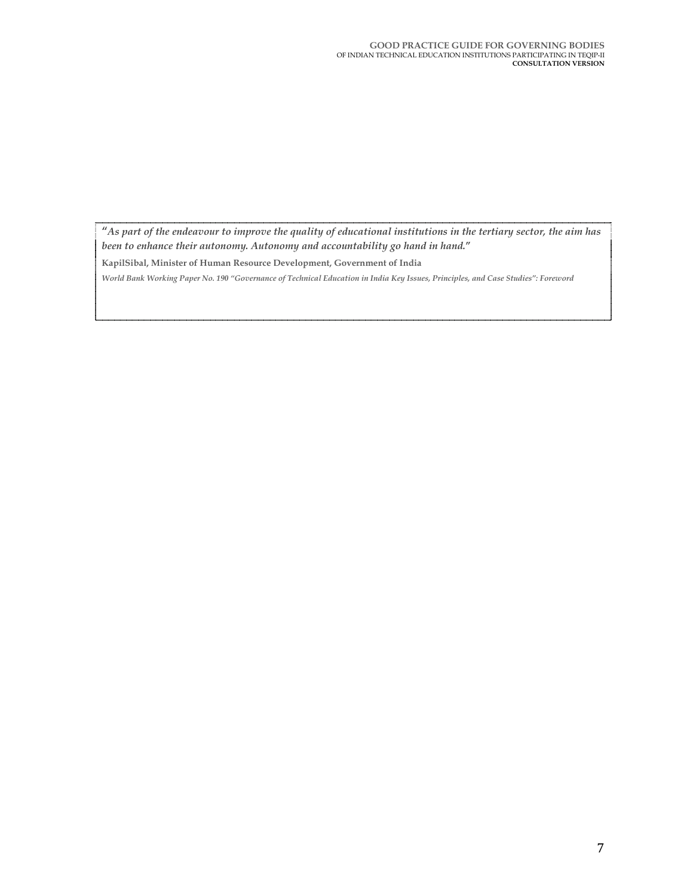"*As part of the endeavour to improve the quality of educational institutions in the tertiary sector, the aim has been to enhance their autonomy. Autonomy and accountability go hand in hand.*"

**KapilSibal, Minister of Human Resource Development, Government of India**

*World Bank Working Paper No. 190 "Governance of Technical Education in India Key Issues, Principles, and Case Studies": Foreword*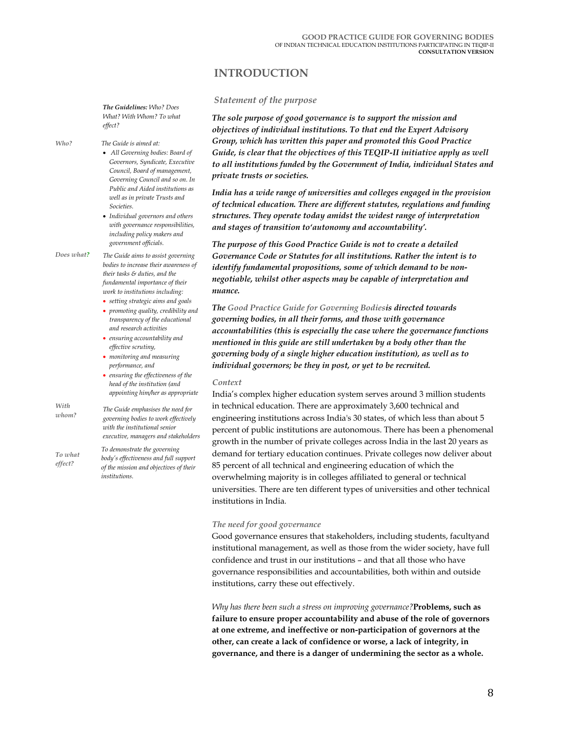# INTRODUCTION

***The Guidelines:*** *Who? Does What? With Whom? To what effect?*

*Who?* — *The Guide is aimed at:*

- *All Governing bodies: Board of Governors, Syndicate, Executive Council, Board of management, Governing Council and so on. In Public and Aided institutions as well as in private Trusts and Societies.*
- *Individual governors and others with governance responsibilities, including policy makers and government officials.*

*Does what?* — *The Guide aims to assist governing bodies to increase their awareness of their tasks & duties, and the fundamental importance of their work to institutions including:*

- *setting strategic aims and goals*
- *promoting quality, credibility and transparency of the educational and research activities*
- *ensuring accountability and effective scrutiny,*
- *monitoring and measuring performance, and*
- *ensuring the effectiveness of the head of the institution (and appointing him/her as appropriate*

*With whom?* — *The Guide emphasises the need for governing bodies to work effectively with the institutional senior executive, managers and stakeholders*

*To what effect?* — *To demonstrate the governing body's effectiveness and full support of the mission and objectives of their institutions.*

## *Statement of the purpose*

***The sole purpose of good governance is to support the mission and objectives of individual institutions. To that end the Expert Advisory Group, which has written this paper and promoted this Good Practice Guide, is clear that the objectives of this TEQIP-II initiative apply as well to all institutions funded by the Government of India, individual States and private trusts or societies.***

***India has a wide range of universities and colleges engaged in the provision of technical education. There are different statutes, regulations and funding structures. They operate today amidst the widest range of interpretation and stages of transition to'autonomy and accountability'.***

***The purpose of this Good Practice Guide is not to create a detailed Governance Code or Statutes for all institutions. Rather the intent is to identify fundamental propositions, some of which demand to be non-negotiable, whilst other aspects may be capable of interpretation and nuance.***

***The** Good Practice Guide for Governing Bodies**is directed towards governing bodies, in all their forms, and those with governance accountabilities (this is especially the case where the governance functions mentioned in this guide are still undertaken by a body other than the governing body of a single higher education institution), as well as to individual governors; be they in post, or yet to be recruited.***

### *Context*

India's complex higher education system serves around 3 million students in technical education. There are approximately 3,600 technical and engineering institutions across India's 30 states, of which less than about 5 percent of public institutions are autonomous. There has been a phenomenal growth in the number of private colleges across India in the last 20 years as demand for tertiary education continues. Private colleges now deliver about 85 percent of all technical and engineering education of which the overwhelming majority is in colleges affiliated to general or technical universities. There are ten different types of universities and other technical institutions in India.

### *The need for good governance*

Good governance ensures that stakeholders, including students, facultyand institutional management, as well as those from the wider society, have full confidence and trust in our institutions – and that all those who have governance responsibilities and accountabilities, both within and outside institutions, carry these out effectively.

*Why has there been such a stress on improving governance?***Problems, such as failure to ensure proper accountability and abuse of the role of governors at one extreme, and ineffective or non-participation of governors at the other, can create a lack of confidence or worse, a lack of integrity, in governance, and there is a danger of undermining the sector as a whole.**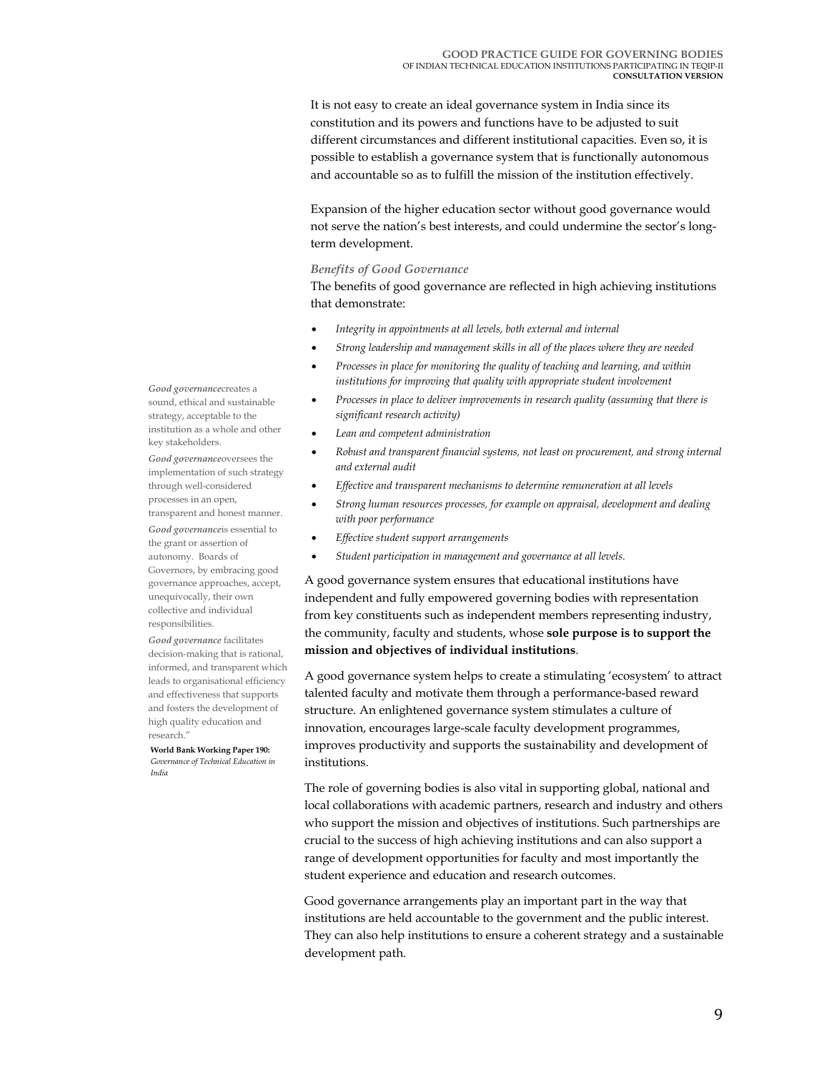It is not easy to create an ideal governance system in India since its constitution and its powers and functions have to be adjusted to suit different circumstances and different institutional capacities. Even so, it is possible to establish a governance system that is functionally autonomous and accountable so as to fulfill the mission of the institution effectively.

Expansion of the higher education sector without good governance would not serve the nation's best interests, and could undermine the sector's long-term development.

### *Benefits of Good Governance*

The benefits of good governance are reflected in high achieving institutions that demonstrate:

- *Integrity in appointments at all levels, both external and internal*
- *Strong leadership and management skills in all of the places where they are needed*
- *Processes in place for monitoring the quality of teaching and learning, and within institutions for improving that quality with appropriate student involvement*
- *Processes in place to deliver improvements in research quality (assuming that there is significant research activity)*
- *Lean and competent administration*
- *Robust and transparent financial systems, not least on procurement, and strong internal and external audit*
- *Effective and transparent mechanisms to determine remuneration at all levels*
- *Strong human resources processes, for example on appraisal, development and dealing with poor performance*
- *Effective student support arrangements*
- *Student participation in management and governance at all levels.*

> ***Good governance*** creates a sound, ethical and sustainable strategy, acceptable to the institution as a whole and other key stakeholders.
>
> ***Good governance*** oversees the implementation of such strategy through well-considered processes in an open, transparent and honest manner.
>
> ***Good governance*** is essential to the grant or assertion of autonomy. Boards of Governors, by embracing good governance approaches, accept, unequivocally, their own collective and individual responsibilities.
>
> ***Good governance*** facilitates decision-making that is rational, informed, and transparent which leads to organisational efficiency and effectiveness that supports and fosters the development of high quality education and research."
>
> **World Bank Working Paper 190:** *Governance of Technical Education in India*

A good governance system ensures that educational institutions have independent and fully empowered governing bodies with representation from key constituents such as independent members representing industry, the community, faculty and students, whose **sole purpose is to support the mission and objectives of individual institutions**.

A good governance system helps to create a stimulating 'ecosystem' to attract talented faculty and motivate them through a performance-based reward structure. An enlightened governance system stimulates a culture of innovation, encourages large-scale faculty development programmes, improves productivity and supports the sustainability and development of institutions.

The role of governing bodies is also vital in supporting global, national and local collaborations with academic partners, research and industry and others who support the mission and objectives of institutions. Such partnerships are crucial to the success of high achieving institutions and can also support a range of development opportunities for faculty and most importantly the student experience and education and research outcomes.

Good governance arrangements play an important part in the way that institutions are held accountable to the government and the public interest. They can also help institutions to ensure a coherent strategy and a sustainable development path.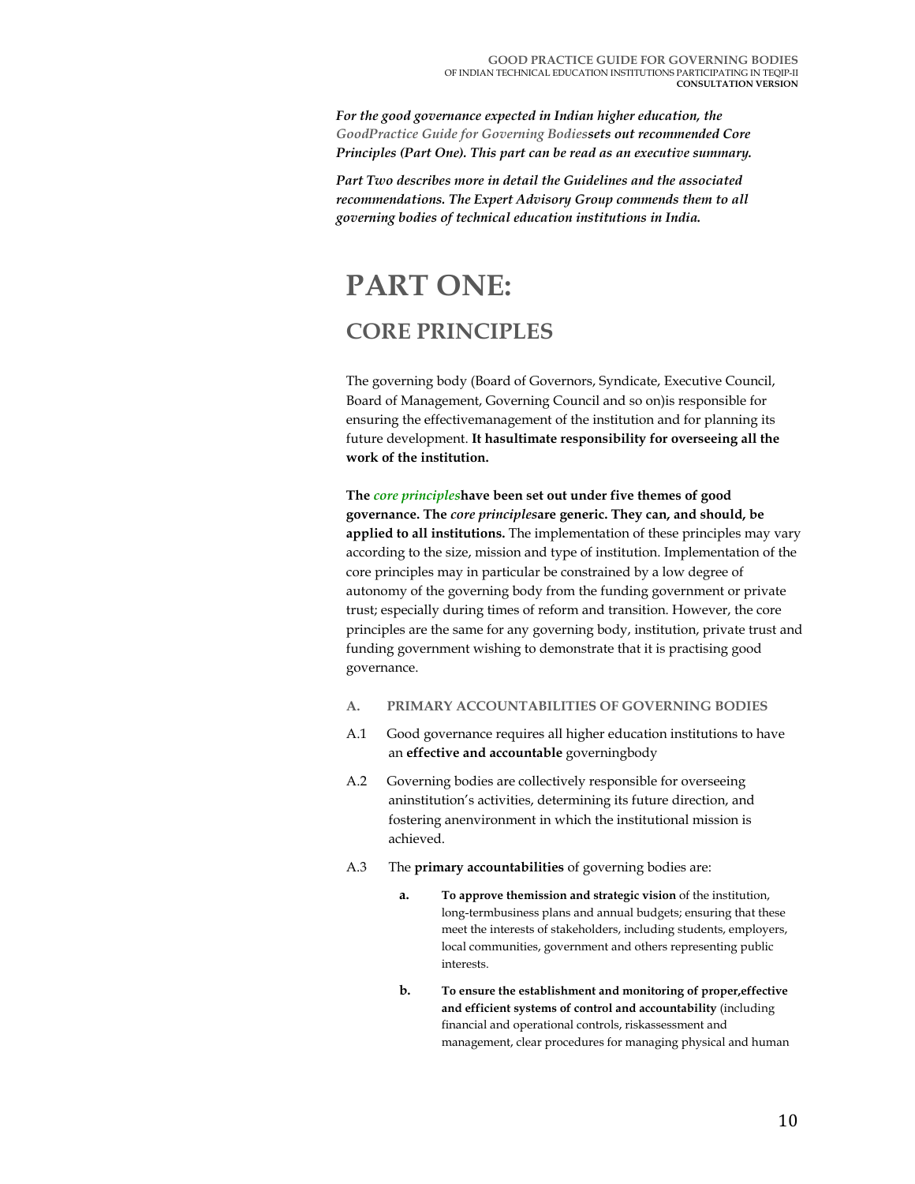*For the good governance expected in Indian higher education, the GoodPractice Guide for Governing Bodiessets out recommended Core Principles (Part One). This part can be read as an executive summary.*

*Part Two describes more in detail the Guidelines and the associated recommendations. The Expert Advisory Group commends them to all governing bodies of technical education institutions in India.*

# PART ONE:

## CORE PRINCIPLES

The governing body (Board of Governors, Syndicate, Executive Council, Board of Management, Governing Council and so on)is responsible for ensuring the effectivemanagement of the institution and for planning its future development. **It hasultimate responsibility for overseeing all the work of the institution.**

**The *core principles*have been set out under five themes of good governance. The *core principles*are generic. They can, and should, be applied to all institutions.** The implementation of these principles may vary according to the size, mission and type of institution. Implementation of the core principles may in particular be constrained by a low degree of autonomy of the governing body from the funding government or private trust; especially during times of reform and transition. However, the core principles are the same for any governing body, institution, private trust and funding government wishing to demonstrate that it is practising good governance.

### A. PRIMARY ACCOUNTABILITIES OF GOVERNING BODIES

A.1 Good governance requires all higher education institutions to have an **effective and accountable** governingbody

A.2 Governing bodies are collectively responsible for overseeing aninstitution's activities, determining its future direction, and fostering anenvironment in which the institutional mission is achieved.

A.3 The **primary accountabilities** of governing bodies are:

- **a. To approve themission and strategic vision** of the institution, long-termbusiness plans and annual budgets; ensuring that these meet the interests of stakeholders, including students, employers, local communities, government and others representing public interests.
- **b. To ensure the establishment and monitoring of proper,effective and efficient systems of control and accountability** (including financial and operational controls, riskassessment and management, clear procedures for managing physical and human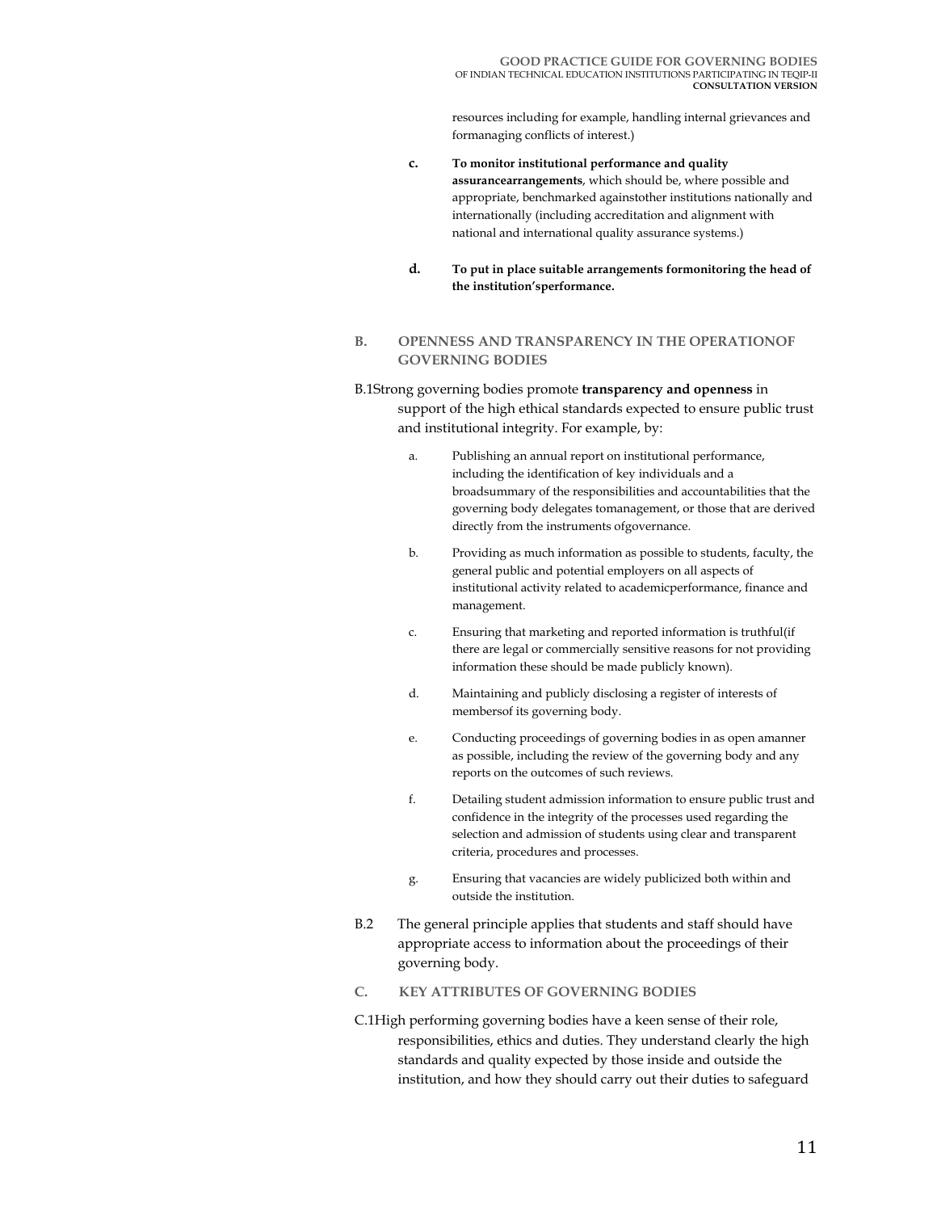resources including for example, handling internal grievances and formanaging conflicts of interest.)

c. **To monitor institutional performance and quality assurancearrangements**, which should be, where possible and appropriate, benchmarked againstother institutions nationally and internationally (including accreditation and alignment with national and international quality assurance systems.)

d. **To put in place suitable arrangements formonitoring the head of the institution'sperformance.**

## B. OPENNESS AND TRANSPARENCY IN THE OPERATIONOF GOVERNING BODIES

B.1Strong governing bodies promote **transparency and openness** in support of the high ethical standards expected to ensure public trust and institutional integrity. For example, by:

a. Publishing an annual report on institutional performance, including the identification of key individuals and a broadsummary of the responsibilities and accountabilities that the governing body delegates tomanagement, or those that are derived directly from the instruments ofgovernance.

b. Providing as much information as possible to students, faculty, the general public and potential employers on all aspects of institutional activity related to academicperformance, finance and management.

c. Ensuring that marketing and reported information is truthful(if there are legal or commercially sensitive reasons for not providing information these should be made publicly known).

d. Maintaining and publicly disclosing a register of interests of membersof its governing body.

e. Conducting proceedings of governing bodies in as open amanner as possible, including the review of the governing body and any reports on the outcomes of such reviews.

f. Detailing student admission information to ensure public trust and confidence in the integrity of the processes used regarding the selection and admission of students using clear and transparent criteria, procedures and processes.

g. Ensuring that vacancies are widely publicized both within and outside the institution.

B.2 The general principle applies that students and staff should have appropriate access to information about the proceedings of their governing body.

## C. KEY ATTRIBUTES OF GOVERNING BODIES

C.1High performing governing bodies have a keen sense of their role, responsibilities, ethics and duties. They understand clearly the high standards and quality expected by those inside and outside the institution, and how they should carry out their duties to safeguard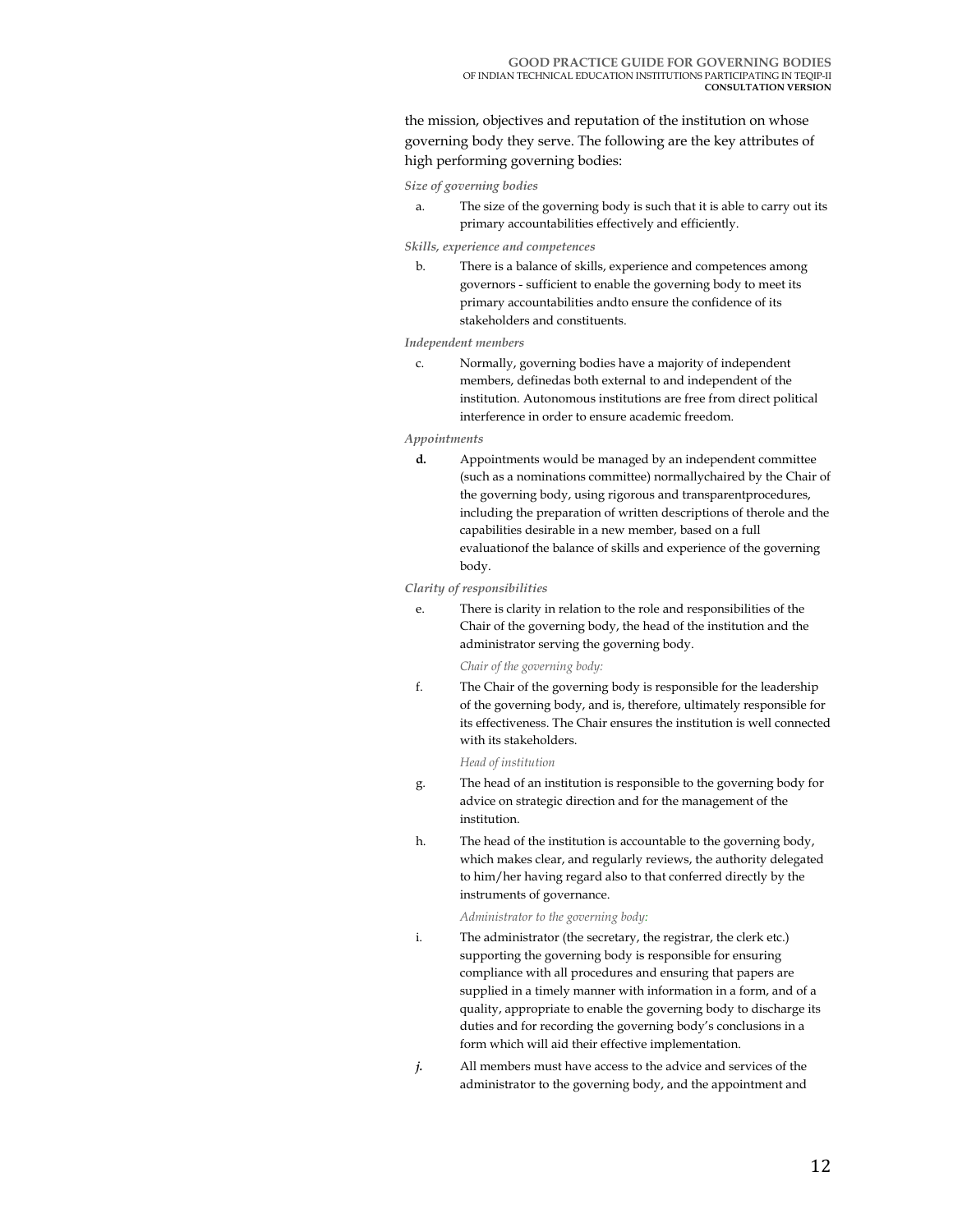the mission, objectives and reputation of the institution on whose governing body they serve. The following are the key attributes of high performing governing bodies:

*Size of governing bodies*

a. The size of the governing body is such that it is able to carry out its primary accountabilities effectively and efficiently.

*Skills, experience and competences*

b. There is a balance of skills, experience and competences among governors - sufficient to enable the governing body to meet its primary accountabilities andto ensure the confidence of its stakeholders and constituents.

*Independent members*

c. Normally, governing bodies have a majority of independent members, definedas both external to and independent of the institution. Autonomous institutions are free from direct political interference in order to ensure academic freedom.

*Appointments*

**d.** Appointments would be managed by an independent committee (such as a nominations committee) normallychaired by the Chair of the governing body, using rigorous and transparentprocedures, including the preparation of written descriptions of therole and the capabilities desirable in a new member, based on a full evaluationof the balance of skills and experience of the governing body.

*Clarity of responsibilities*

e. There is clarity in relation to the role and responsibilities of the Chair of the governing body, the head of the institution and the administrator serving the governing body.

*Chair of the governing body:*

f. The Chair of the governing body is responsible for the leadership of the governing body, and is, therefore, ultimately responsible for its effectiveness. The Chair ensures the institution is well connected with its stakeholders.

*Head of institution*

g. The head of an institution is responsible to the governing body for advice on strategic direction and for the management of the institution.

h. The head of the institution is accountable to the governing body, which makes clear, and regularly reviews, the authority delegated to him/her having regard also to that conferred directly by the instruments of governance.

*Administrator to the governing body:*

i. The administrator (the secretary, the registrar, the clerk etc.) supporting the governing body is responsible for ensuring compliance with all procedures and ensuring that papers are supplied in a timely manner with information in a form, and of a quality, appropriate to enable the governing body to discharge its duties and for recording the governing body's conclusions in a form which will aid their effective implementation.

***j.*** All members must have access to the advice and services of the administrator to the governing body, and the appointment and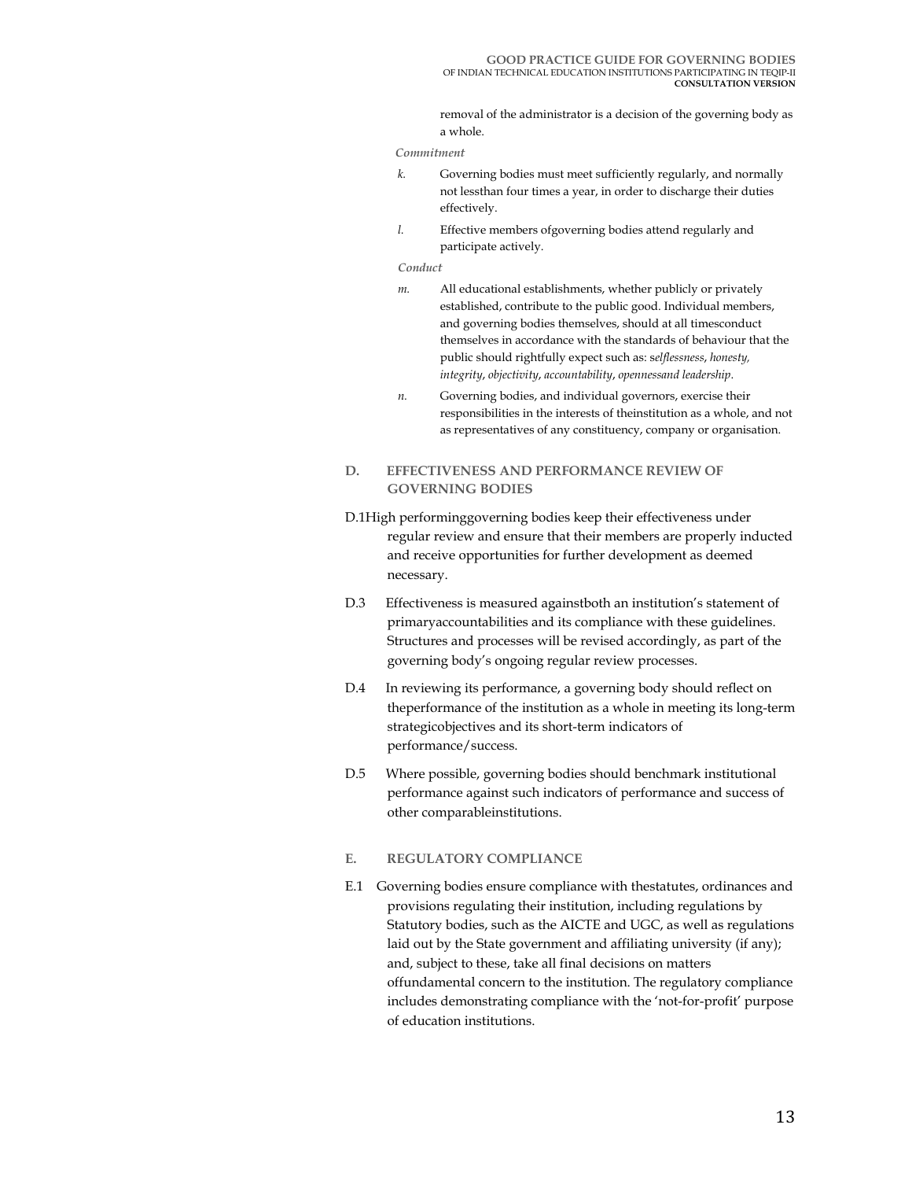removal of the administrator is a decision of the governing body as a whole.

*Commitment*

*k.* Governing bodies must meet sufficiently regularly, and normally not lessthan four times a year, in order to discharge their duties effectively.

*l.* Effective members ofgoverning bodies attend regularly and participate actively.

*Conduct*

*m.* All educational establishments, whether publicly or privately established, contribute to the public good. Individual members, and governing bodies themselves, should at all timesconduct themselves in accordance with the standards of behaviour that the public should rightfully expect such as: s*elflessness*, *honesty, integrity*, *objectivity*, *accountability*, *opennessand leadership*.

*n.* Governing bodies, and individual governors, exercise their responsibilities in the interests of theinstitution as a whole, and not as representatives of any constituency, company or organisation.

## D. EFFECTIVENESS AND PERFORMANCE REVIEW OF GOVERNING BODIES

D.1High performinggoverning bodies keep their effectiveness under regular review and ensure that their members are properly inducted and receive opportunities for further development as deemed necessary.

D.3 Effectiveness is measured againstboth an institution's statement of primaryaccountabilities and its compliance with these guidelines. Structures and processes will be revised accordingly, as part of the governing body's ongoing regular review processes.

D.4 In reviewing its performance, a governing body should reflect on theperformance of the institution as a whole in meeting its long-term strategicobjectives and its short-term indicators of performance/success.

D.5 Where possible, governing bodies should benchmark institutional performance against such indicators of performance and success of other comparableinstitutions.

## E. REGULATORY COMPLIANCE

E.1 Governing bodies ensure compliance with thestatutes, ordinances and provisions regulating their institution, including regulations by Statutory bodies, such as the AICTE and UGC, as well as regulations laid out by the State government and affiliating university (if any); and, subject to these, take all final decisions on matters offundamental concern to the institution. The regulatory compliance includes demonstrating compliance with the 'not-for-profit' purpose of education institutions.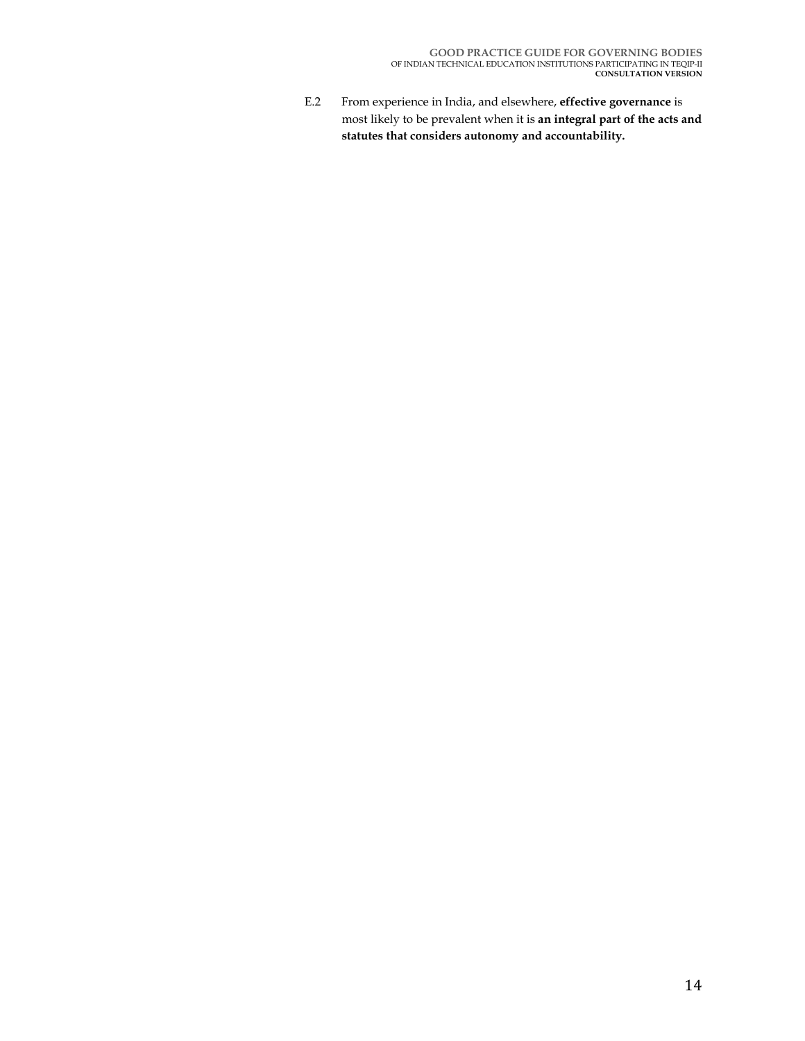E.2 From experience in India, and elsewhere, **effective governance** is most likely to be prevalent when it is **an integral part of the acts and statutes that considers autonomy and accountability.**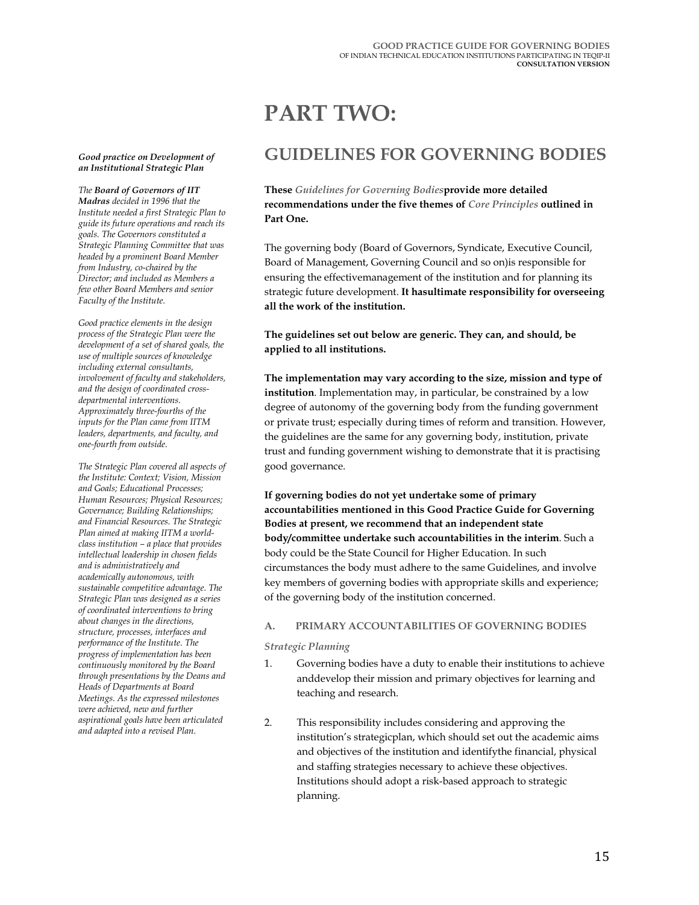# PART TWO:

## GUIDELINES FOR GOVERNING BODIES

**These *Guidelines for Governing Bodies*provide more detailed recommendations under the five themes of *Core Principles* outlined in Part One.**

The governing body (Board of Governors, Syndicate, Executive Council, Board of Management, Governing Council and so on)is responsible for ensuring the effectivemanagement of the institution and for planning its strategic future development. **It hasultimate responsibility for overseeing all the work of the institution.**

**The guidelines set out below are generic. They can, and should, be applied to all institutions.**

**The implementation may vary according to the size, mission and type of institution**. Implementation may, in particular, be constrained by a low degree of autonomy of the governing body from the funding government or private trust; especially during times of reform and transition. However, the guidelines are the same for any governing body, institution, private trust and funding government wishing to demonstrate that it is practising good governance.

**If governing bodies do not yet undertake some of primary accountabilities mentioned in this Good Practice Guide for Governing Bodies at present, we recommend that an independent state body/committee undertake such accountabilities in the interim**. Such a body could be the State Council for Higher Education. In such circumstances the body must adhere to the same Guidelines, and involve key members of governing bodies with appropriate skills and experience; of the governing body of the institution concerned.

### A. PRIMARY ACCOUNTABILITIES OF GOVERNING BODIES

*Strategic Planning*

1. Governing bodies have a duty to enable their institutions to achieve anddevelop their mission and primary objectives for learning and teaching and research.

2. This responsibility includes considering and approving the institution's strategicplan, which should set out the academic aims and objectives of the institution and identifythe financial, physical and staffing strategies necessary to achieve these objectives. Institutions should adopt a risk-based approach to strategic planning.

***Good practice on Development of an Institutional Strategic Plan***

*The **Board of Governors of IIT Madras** decided in 1996 that the Institute needed a first Strategic Plan to guide its future operations and reach its goals. The Governors constituted a Strategic Planning Committee that was headed by a prominent Board Member from Industry, co-chaired by the Director; and included as Members a few other Board Members and senior Faculty of the Institute.*

*Good practice elements in the design process of the Strategic Plan were the development of a set of shared goals, the use of multiple sources of knowledge including external consultants, involvement of faculty and stakeholders, and the design of coordinated cross-departmental interventions. Approximately three-fourths of the inputs for the Plan came from IITM leaders, departments, and faculty, and one-fourth from outside.*

*The Strategic Plan covered all aspects of the Institute: Context; Vision, Mission and Goals; Educational Processes; Human Resources; Physical Resources; Governance; Building Relationships; and Financial Resources. The Strategic Plan aimed at making IITM a world-class institution – a place that provides intellectual leadership in chosen fields and is administratively and academically autonomous, with sustainable competitive advantage. The Strategic Plan was designed as a series of coordinated interventions to bring about changes in the directions, structure, processes, interfaces and performance of the Institute. The progress of implementation has been continuously monitored by the Board through presentations by the Deans and Heads of Departments at Board Meetings. As the expressed milestones were achieved, new and further aspirational goals have been articulated and adapted into a revised Plan.*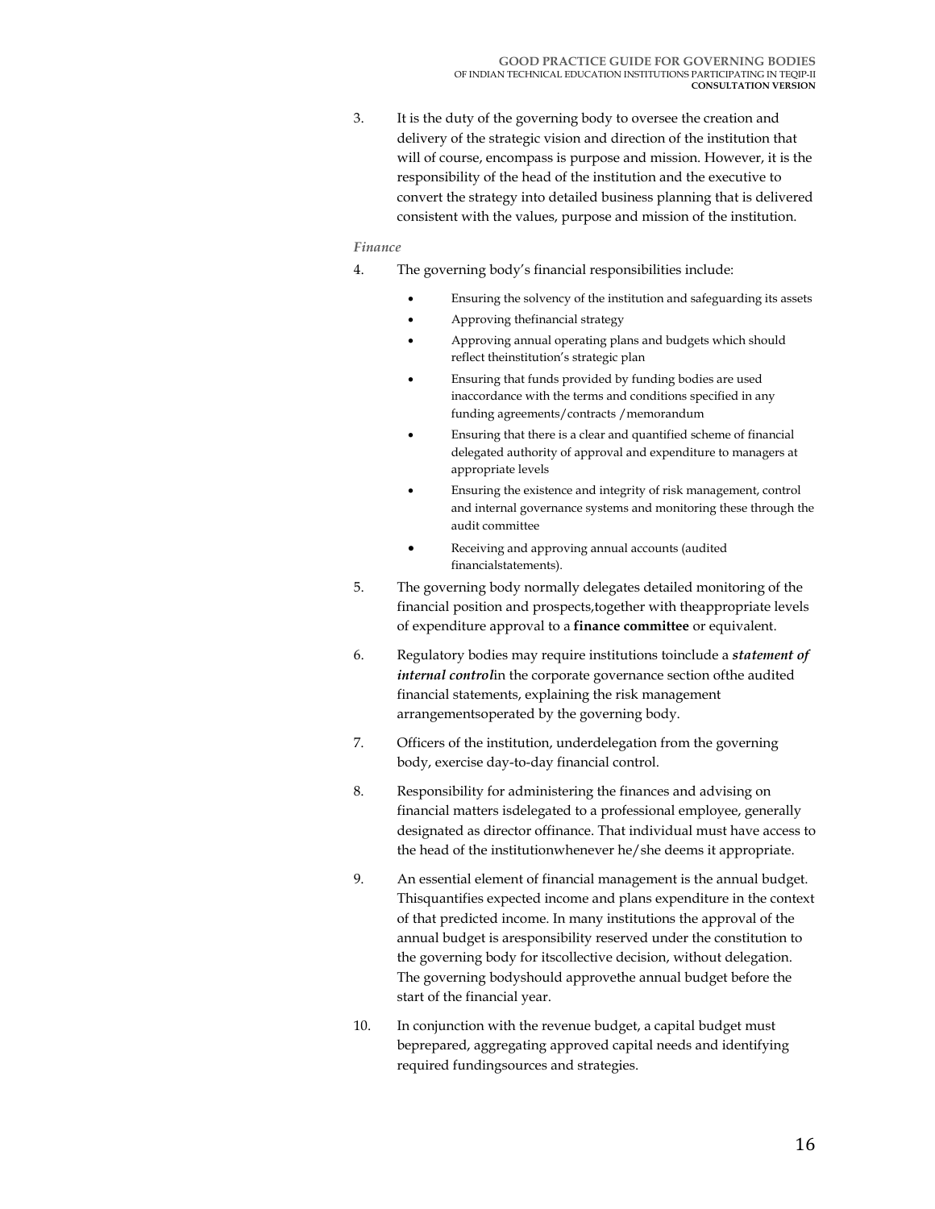3. It is the duty of the governing body to oversee the creation and delivery of the strategic vision and direction of the institution that will of course, encompass is purpose and mission. However, it is the responsibility of the head of the institution and the executive to convert the strategy into detailed business planning that is delivered consistent with the values, purpose and mission of the institution.

*Finance*

4. The governing body's financial responsibilities include:

   - Ensuring the solvency of the institution and safeguarding its assets
   - Approving thefinancial strategy
   - Approving annual operating plans and budgets which should reflect theinstitution's strategic plan
   - Ensuring that funds provided by funding bodies are used inaccordance with the terms and conditions specified in any funding agreements/contracts /memorandum
   - Ensuring that there is a clear and quantified scheme of financial delegated authority of approval and expenditure to managers at appropriate levels
   - Ensuring the existence and integrity of risk management, control and internal governance systems and monitoring these through the audit committee
   - Receiving and approving annual accounts (audited financialstatements).

5. The governing body normally delegates detailed monitoring of the financial position and prospects,together with theappropriate levels of expenditure approval to a **finance committee** or equivalent.

6. Regulatory bodies may require institutions toinclude a ***statement of internal control***in the corporate governance section ofthe audited financial statements, explaining the risk management arrangementsoperated by the governing body.

7. Officers of the institution, underdelegation from the governing body, exercise day-to-day financial control.

8. Responsibility for administering the finances and advising on financial matters isdelegated to a professional employee, generally designated as director offinance. That individual must have access to the head of the institutionwhenever he/she deems it appropriate.

9. An essential element of financial management is the annual budget. Thisquantifies expected income and plans expenditure in the context of that predicted income. In many institutions the approval of the annual budget is aresponsibility reserved under the constitution to the governing body for itscollective decision, without delegation. The governing bodyshould approvethe annual budget before the start of the financial year.

10. In conjunction with the revenue budget, a capital budget must beprepared, aggregating approved capital needs and identifying required fundingsources and strategies.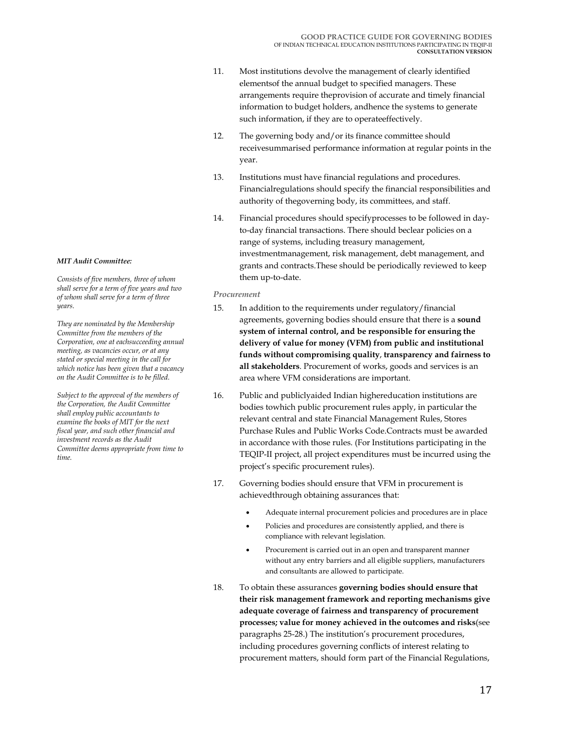11. Most institutions devolve the management of clearly identified elementsof the annual budget to specified managers. These arrangements require theprovision of accurate and timely financial information to budget holders, andhence the systems to generate such information, if they are to operateeffectively.

12. The governing body and/or its finance committee should receivesummarised performance information at regular points in the year.

13. Institutions must have financial regulations and procedures. Financialregulations should specify the financial responsibilities and authority of thegoverning body, its committees, and staff.

14. Financial procedures should specifyprocesses to be followed in day-to-day financial transactions. There should beclear policies on a range of systems, including treasury management, investmentmanagement, risk management, debt management, and grants and contracts.These should be periodically reviewed to keep them up-to-date.

***MIT Audit Committee:***

*Consists of five members, three of whom shall serve for a term of five years and two of whom shall serve for a term of three years.*

*They are nominated by the Membership Committee from the members of the Corporation, one at eachsucceeding annual meeting, as vacancies occur, or at any stated or special meeting in the call for which notice has been given that a vacancy on the Audit Committee is to be filled.*

*Subject to the approval of the members of the Corporation, the Audit Committee shall employ public accountants to examine the books of MIT for the next fiscal year, and such other financial and investment records as the Audit Committee deems appropriate from time to time.*

*Procurement*

15. In addition to the requirements under regulatory/financial agreements, governing bodies should ensure that there is a **sound system of internal control, and be responsible for ensuring the delivery of value for money (VFM) from public and institutional funds without compromising quality**, **transparency and fairness to all stakeholders**. Procurement of works, goods and services is an area where VFM considerations are important.

16. Public and publiclyaided Indian highereducation institutions are bodies towhich public procurement rules apply, in particular the relevant central and state Financial Management Rules, Stores Purchase Rules and Public Works Code.Contracts must be awarded in accordance with those rules. (For Institutions participating in the TEQIP-II project, all project expenditures must be incurred using the project's specific procurement rules).

17. Governing bodies should ensure that VFM in procurement is achievedthrough obtaining assurances that:
    - Adequate internal procurement policies and procedures are in place
    - Policies and procedures are consistently applied, and there is compliance with relevant legislation.
    - Procurement is carried out in an open and transparent manner without any entry barriers and all eligible suppliers, manufacturers and consultants are allowed to participate.

18. To obtain these assurances **governing bodies should ensure that their risk management framework and reporting mechanisms give adequate coverage of fairness and transparency of procurement processes; value for money achieved in the outcomes and risks**(see paragraphs 25-28.) The institution's procurement procedures, including procedures governing conflicts of interest relating to procurement matters, should form part of the Financial Regulations,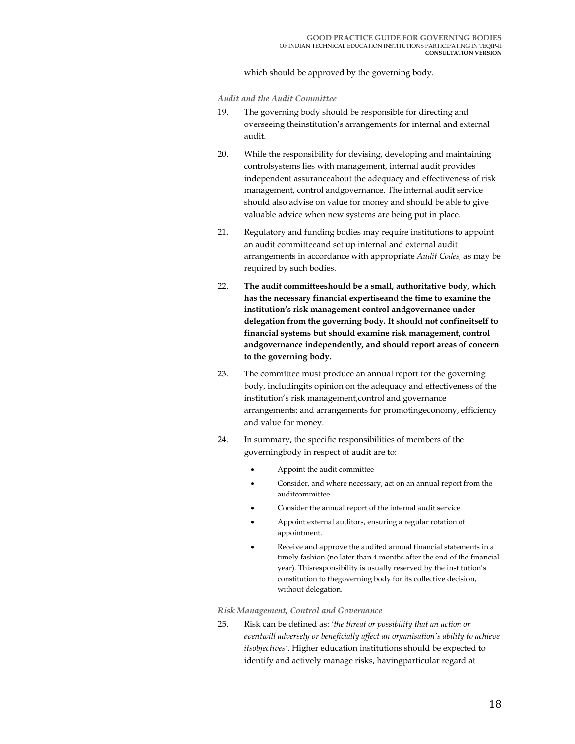which should be approved by the governing body.

*Audit and the Audit Committee*

19. The governing body should be responsible for directing and overseeing theinstitution’s arrangements for internal and external audit.

20. While the responsibility for devising, developing and maintaining controlsystems lies with management, internal audit provides independent assuranceabout the adequacy and effectiveness of risk management, control andgovernance. The internal audit service should also advise on value for money and should be able to give valuable advice when new systems are being put in place.

21. Regulatory and funding bodies may require institutions to appoint an audit committeeand set up internal and external audit arrangements in accordance with appropriate *Audit Codes,* as may be required by such bodies.

22. **The audit committeeshould be a small, authoritative body, which has the necessary financial expertiseand the time to examine the institution’s risk management control andgovernance under delegation from the governing body. It should not confineitself to financial systems but should examine risk management, control andgovernance independently, and should report areas of concern to the governing body.**

23. The committee must produce an annual report for the governing body, includingits opinion on the adequacy and effectiveness of the institution’s risk management,control and governance arrangements; and arrangements for promotingeconomy, efficiency and value for money.

24. In summary, the specific responsibilities of members of the governingbody in respect of audit are to:

    - Appoint the audit committee
    - Consider, and where necessary, act on an annual report from the auditcommittee
    - Consider the annual report of the internal audit service
    - Appoint external auditors, ensuring a regular rotation of appointment.
    - Receive and approve the audited annual financial statements in a timely fashion (no later than 4 months after the end of the financial year). Thisresponsibility is usually reserved by the institution’s constitution to thegoverning body for its collective decision, without delegation.

*Risk Management, Control and Governance*

25. Risk can be defined as: *‘the threat or possibility that an action or eventwill adversely or beneficially affect an organisation’s ability to achieve itsobjectives’*. Higher education institutions should be expected to identify and actively manage risks, havingparticular regard at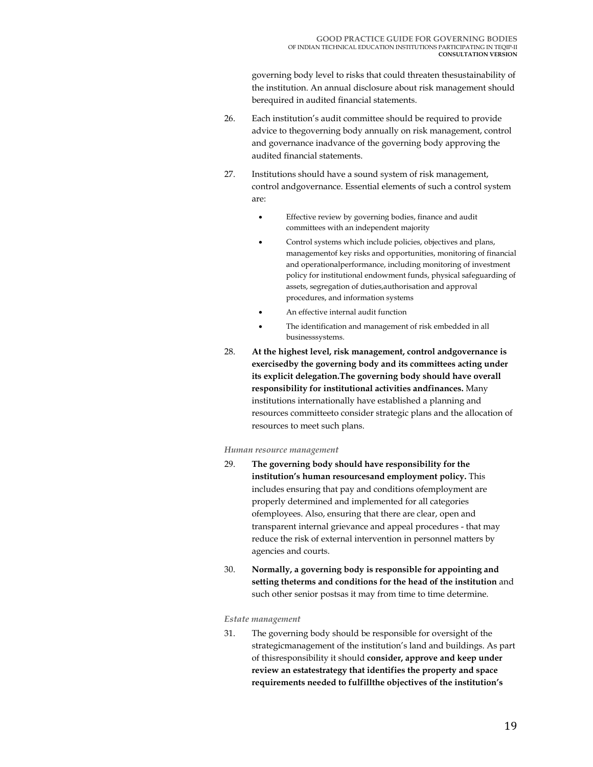governing body level to risks that could threaten thesustainability of the institution. An annual disclosure about risk management should berequired in audited financial statements.

26. Each institution's audit committee should be required to provide advice to thegoverning body annually on risk management, control and governance inadvance of the governing body approving the audited financial statements.

27. Institutions should have a sound system of risk management, control andgovernance. Essential elements of such a control system are:

    - Effective review by governing bodies, finance and audit committees with an independent majority
    - Control systems which include policies, objectives and plans, managementof key risks and opportunities, monitoring of financial and operationalperformance, including monitoring of investment policy for institutional endowment funds, physical safeguarding of assets, segregation of duties,authorisation and approval procedures, and information systems
    - An effective internal audit function
    - The identification and management of risk embedded in all businesssystems.

28. **At the highest level, risk management, control andgovernance is exercisedby the governing body and its committees acting under its explicit delegation.The governing body should have overall responsibility for institutional activities andfinances.** Many institutions internationally have established a planning and resources committeeto consider strategic plans and the allocation of resources to meet such plans.

*Human resource management*

29. **The governing body should have responsibility for the institution's human resourcesand employment policy.** This includes ensuring that pay and conditions ofemployment are properly determined and implemented for all categories ofemployees. Also, ensuring that there are clear, open and transparent internal grievance and appeal procedures - that may reduce the risk of external intervention in personnel matters by agencies and courts.

30. **Normally, a governing body is responsible for appointing and setting theterms and conditions for the head of the institution** and such other senior postsas it may from time to time determine.

*Estate management*

31. The governing body should be responsible for oversight of the strategicmanagement of the institution's land and buildings. As part of thisresponsibility it should **consider, approve and keep under review an estatestrategy that identifies the property and space requirements needed to fulfillthe objectives of the institution's**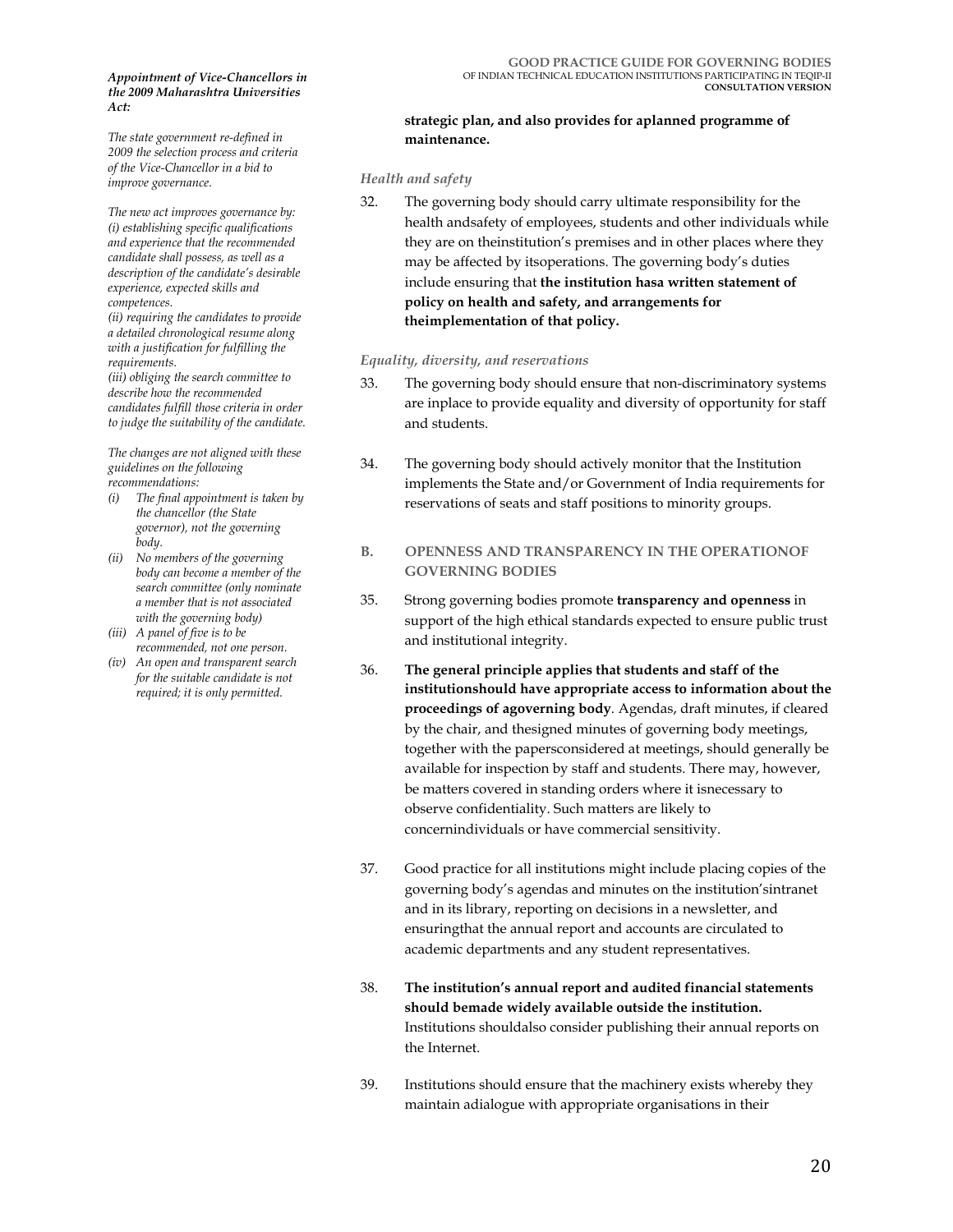*Appointment of Vice-Chancellors in the 2009 Maharashtra Universities Act:*

*The state government re-defined in 2009 the selection process and criteria of the Vice-Chancellor in a bid to improve governance.*

*The new act improves governance by: (i) establishing specific qualifications and experience that the recommended candidate shall possess, as well as a description of the candidate's desirable experience, expected skills and competences.*
*(ii) requiring the candidates to provide a detailed chronological resume along with a justification for fulfilling the requirements.*
*(iii) obliging the search committee to describe how the recommended candidates fulfill those criteria in order to judge the suitability of the candidate.*

*The changes are not aligned with these guidelines on the following recommendations:*

- *(i) The final appointment is taken by the chancellor (the State governor), not the governing body.*
- *(ii) No members of the governing body can become a member of the search committee (only nominate a member that is not associated with the governing body)*
- *(iii) A panel of five is to be recommended, not one person.*
- *(iv) An open and transparent search for the suitable candidate is not required; it is only permitted.*

**strategic plan, and also provides for aplanned programme of maintenance.**

*Health and safety*

32. The governing body should carry ultimate responsibility for the health andsafety of employees, students and other individuals while they are on theinstitution's premises and in other places where they may be affected by itsoperations. The governing body's duties include ensuring that **the institution hasa written statement of policy on health and safety, and arrangements for theimplementation of that policy.**

*Equality, diversity, and reservations*

33. The governing body should ensure that non-discriminatory systems are inplace to provide equality and diversity of opportunity for staff and students.

34. The governing body should actively monitor that the Institution implements the State and/or Government of India requirements for reservations of seats and staff positions to minority groups.

## B. OPENNESS AND TRANSPARENCY IN THE OPERATIONOF GOVERNING BODIES

35. Strong governing bodies promote **transparency and openness** in support of the high ethical standards expected to ensure public trust and institutional integrity.

36. **The general principle applies that students and staff of the institutionshould have appropriate access to information about the proceedings of agoverning body**. Agendas, draft minutes, if cleared by the chair, and thesigned minutes of governing body meetings, together with the papersconsidered at meetings, should generally be available for inspection by staff and students. There may, however, be matters covered in standing orders where it isnecessary to observe confidentiality. Such matters are likely to concernindividuals or have commercial sensitivity.

37. Good practice for all institutions might include placing copies of the governing body's agendas and minutes on the institution'sintranet and in its library, reporting on decisions in a newsletter, and ensuringthat the annual report and accounts are circulated to academic departments and any student representatives.

38. **The institution's annual report and audited financial statements should bemade widely available outside the institution.** Institutions shouldalso consider publishing their annual reports on the Internet.

39. Institutions should ensure that the machinery exists whereby they maintain adialogue with appropriate organisations in their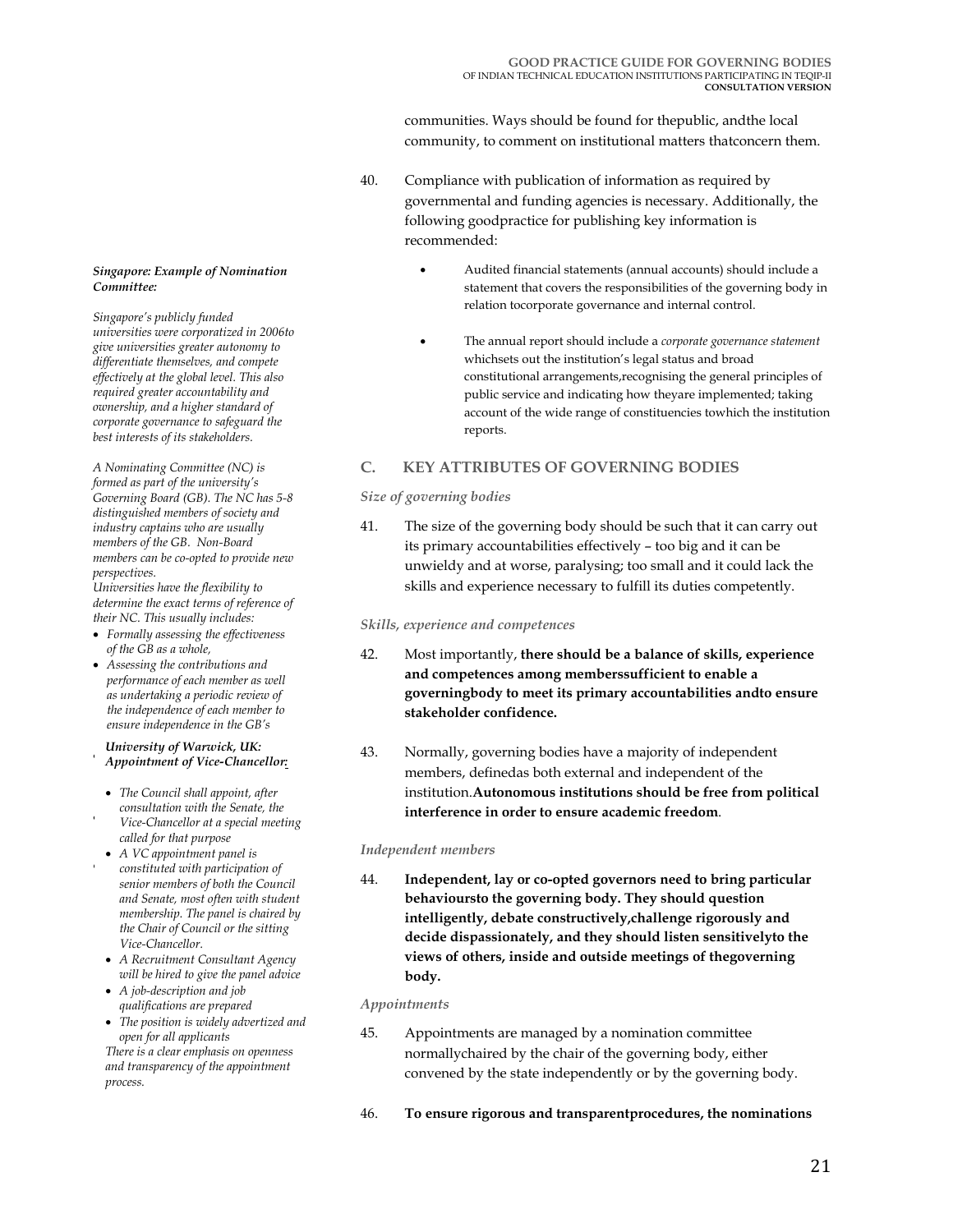communities. Ways should be found for thepublic, andthe local community, to comment on institutional matters thatconcern them.

40. Compliance with publication of information as required by governmental and funding agencies is necessary. Additionally, the following goodpractice for publishing key information is recommended:

- Audited financial statements (annual accounts) should include a statement that covers the responsibilities of the governing body in relation tocorporate governance and internal control.
- The annual report should include a *corporate governance statement* whichsets out the institution's legal status and broad constitutional arrangements,recognising the general principles of public service and indicating how theyare implemented; taking account of the wide range of constituencies towhich the institution reports.

***Singapore: Example of Nomination Committee:***

*Singapore's publicly funded universities were corporatized in 2006to give universities greater autonomy to differentiate themselves, and compete effectively at the global level. This also required greater accountability and ownership, and a higher standard of corporate governance to safeguard the best interests of its stakeholders.*

*A Nominating Committee (NC) is formed as part of the university's Governing Board (GB). The NC has 5-8 distinguished members of society and industry captains who are usually members of the GB. Non-Board members can be co-opted to provide new perspectives.*

*Universities have the flexibility to determine the exact terms of reference of their NC. This usually includes:*

- *Formally assessing the effectiveness of the GB as a whole,*
- *Assessing the contributions and performance of each member as well as undertaking a periodic review of the independence of each member to ensure independence in the GB's*

***University of Warwick, UK: Appointment of Vice-Chancellor:***

- *The Council shall appoint, after consultation with the Senate, the Vice-Chancellor at a special meeting called for that purpose*
- *A VC appointment panel is constituted with participation of senior members of both the Council and Senate, most often with student membership. The panel is chaired by the Chair of Council or the sitting Vice-Chancellor.*
- *A Recruitment Consultant Agency will be hired to give the panel advice*
- *A job-description and job qualifications are prepared*
- *The position is widely advertized and open for all applicants*

*There is a clear emphasis on openness and transparency of the appointment process.*

## C. KEY ATTRIBUTES OF GOVERNING BODIES

*Size of governing bodies*

41. The size of the governing body should be such that it can carry out its primary accountabilities effectively – too big and it can be unwieldy and at worse, paralysing; too small and it could lack the skills and experience necessary to fulfill its duties competently.

*Skills, experience and competences*

42. Most importantly, **there should be a balance of skills, experience and competences among memberssufficient to enable a governingbody to meet its primary accountabilities andto ensure stakeholder confidence.**

43. Normally, governing bodies have a majority of independent members, definedas both external and independent of the institution.**Autonomous institutions should be free from political interference in order to ensure academic freedom**.

*Independent members*

44. **Independent, lay or co-opted governors need to bring particular behavioursto the governing body. They should question intelligently, debate constructively,challenge rigorously and decide dispassionately, and they should listen sensitivelyto the views of others, inside and outside meetings of thegoverning body.**

*Appointments*

45. Appointments are managed by a nomination committee normallychaired by the chair of the governing body, either convened by the state independently or by the governing body.

46. **To ensure rigorous and transparentprocedures, the nominations**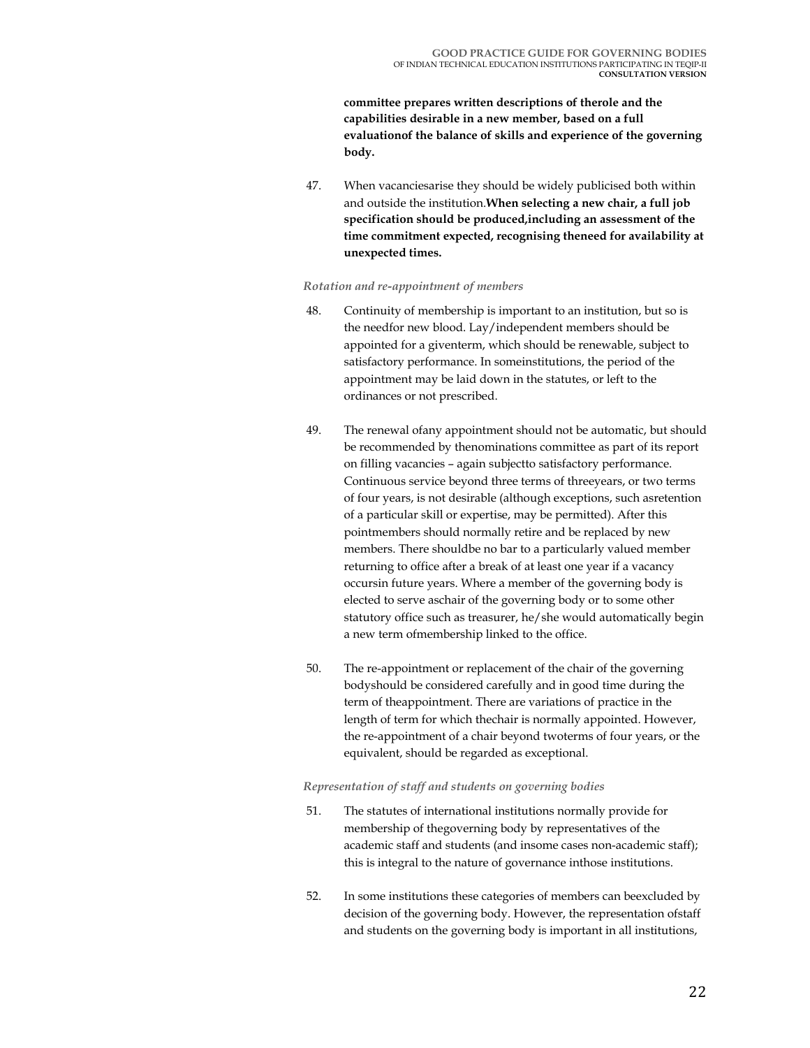**committee prepares written descriptions of therole and the capabilities desirable in a new member, based on a full evaluationof the balance of skills and experience of the governing body.**

47. When vacanciesarise they should be widely publicised both within and outside the institution.**When selecting a new chair, a full job specification should be produced,including an assessment of the time commitment expected, recognising theneed for availability at unexpected times.**

*Rotation and re-appointment of members*

48. Continuity of membership is important to an institution, but so is the needfor new blood. Lay/independent members should be appointed for a giventerm, which should be renewable, subject to satisfactory performance. In someinstitutions, the period of the appointment may be laid down in the statutes, or left to the ordinances or not prescribed.

49. The renewal ofany appointment should not be automatic, but should be recommended by thenominations committee as part of its report on filling vacancies – again subjectto satisfactory performance. Continuous service beyond three terms of threeyears, or two terms of four years, is not desirable (although exceptions, such asretention of a particular skill or expertise, may be permitted). After this pointmembers should normally retire and be replaced by new members. There shouldbe no bar to a particularly valued member returning to office after a break of at least one year if a vacancy occursin future years. Where a member of the governing body is elected to serve aschair of the governing body or to some other statutory office such as treasurer, he/she would automatically begin a new term ofmembership linked to the office.

50. The re-appointment or replacement of the chair of the governing bodyshould be considered carefully and in good time during the term of theappointment. There are variations of practice in the length of term for which thechair is normally appointed. However, the re-appointment of a chair beyond twoterms of four years, or the equivalent, should be regarded as exceptional.

*Representation of staff and students on governing bodies*

51. The statutes of international institutions normally provide for membership of thegoverning body by representatives of the academic staff and students (and insome cases non-academic staff); this is integral to the nature of governance inthose institutions.

52. In some institutions these categories of members can beexcluded by decision of the governing body. However, the representation ofstaff and students on the governing body is important in all institutions,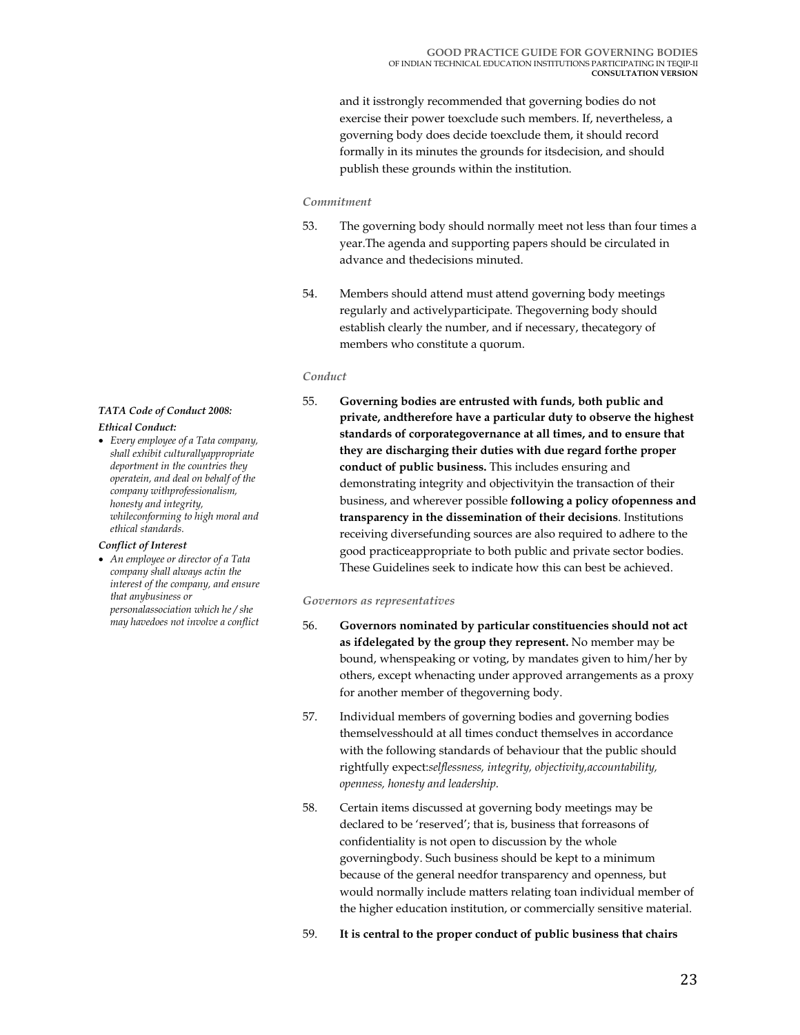and it isstrongly recommended that governing bodies do not exercise their power toexclude such members. If, nevertheless, a governing body does decide toexclude them, it should record formally in its minutes the grounds for itsdecision, and should publish these grounds within the institution.

*Commitment*

53. The governing body should normally meet not less than four times a year.The agenda and supporting papers should be circulated in advance and thedecisions minuted.

54. Members should attend must attend governing body meetings regularly and activelyparticipate. Thegoverning body should establish clearly the number, and if necessary, thecategory of members who constitute a quorum.

*Conduct*

55. **Governing bodies are entrusted with funds, both public and private, andtherefore have a particular duty to observe the highest standards of corporategovernance at all times, and to ensure that they are discharging their duties with due regard forthe proper conduct of public business.** This includes ensuring and demonstrating integrity and objectivityin the transaction of their business, and wherever possible **following a policy ofopenness and transparency in the dissemination of their decisions**. Institutions receiving diversefunding sources are also required to adhere to the good practiceappropriate to both public and private sector bodies. These Guidelines seek to indicate how this can best be achieved.

> ***TATA Code of Conduct 2008:***
>
> ***Ethical Conduct:***
>
> - *Every employee of a Tata company, shall exhibit culturallyappropriate deportment in the countries they operatein, and deal on behalf of the company withprofessionalism, honesty and integrity, whileconforming to high moral and ethical standards.*
>
> ***Conflict of Interest***
>
> - *An employee or director of a Tata company shall always actin the interest of the company, and ensure that anybusiness or personalassociation which he / she may havedoes not involve a conflict*

*Governors as representatives*

56. **Governors nominated by particular constituencies should not act as ifdelegated by the group they represent.** No member may be bound, whenspeaking or voting, by mandates given to him/her by others, except whenacting under approved arrangements as a proxy for another member of thegoverning body.

57. Individual members of governing bodies and governing bodies themselvesshould at all times conduct themselves in accordance with the following standards of behaviour that the public should rightfully expect:*selflessness, integrity, objectivity,accountability, openness, honesty and leadership.*

58. Certain items discussed at governing body meetings may be declared to be 'reserved'; that is, business that forreasons of confidentiality is not open to discussion by the whole governingbody. Such business should be kept to a minimum because of the general needfor transparency and openness, but would normally include matters relating toan individual member of the higher education institution, or commercially sensitive material.

59. **It is central to the proper conduct of public business that chairs**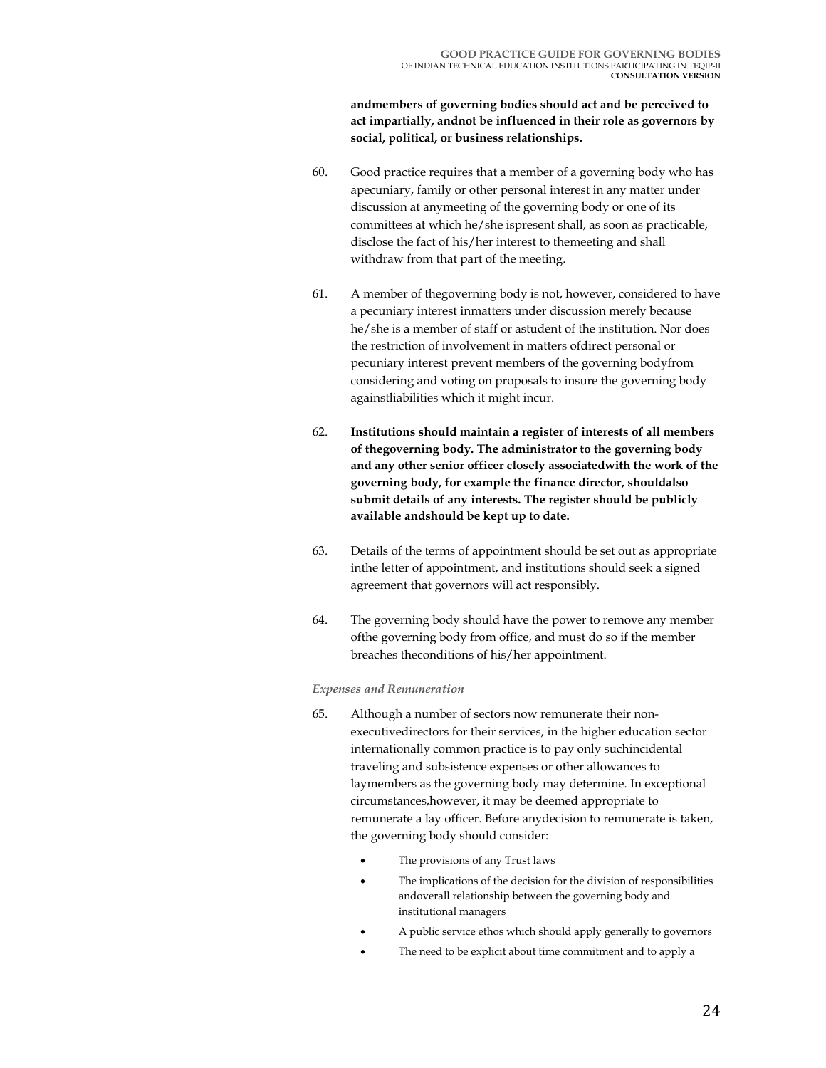**andmembers of governing bodies should act and be perceived to act impartially, andnot be influenced in their role as governors by social, political, or business relationships.**

60. Good practice requires that a member of a governing body who has apecuniary, family or other personal interest in any matter under discussion at anymeeting of the governing body or one of its committees at which he/she ispresent shall, as soon as practicable, disclose the fact of his/her interest to themeeting and shall withdraw from that part of the meeting.

61. A member of thegoverning body is not, however, considered to have a pecuniary interest inmatters under discussion merely because he/she is a member of staff or astudent of the institution. Nor does the restriction of involvement in matters ofdirect personal or pecuniary interest prevent members of the governing bodyfrom considering and voting on proposals to insure the governing body againstliabilities which it might incur.

62. **Institutions should maintain a register of interests of all members of thegoverning body. The administrator to the governing body and any other senior officer closely associatedwith the work of the governing body, for example the finance director, shouldalso submit details of any interests. The register should be publicly available andshould be kept up to date.**

63. Details of the terms of appointment should be set out as appropriate inthe letter of appointment, and institutions should seek a signed agreement that governors will act responsibly.

64. The governing body should have the power to remove any member ofthe governing body from office, and must do so if the member breaches theconditions of his/her appointment.

*Expenses and Remuneration*

65. Although a number of sectors now remunerate their non-executivedirectors for their services, in the higher education sector internationally common practice is to pay only suchincidental traveling and subsistence expenses or other allowances to laymembers as the governing body may determine. In exceptional circumstances,however, it may be deemed appropriate to remunerate a lay officer. Before anydecision to remunerate is taken, the governing body should consider:

   - The provisions of any Trust laws
   - The implications of the decision for the division of responsibilities andoverall relationship between the governing body and institutional managers
   - A public service ethos which should apply generally to governors
   - The need to be explicit about time commitment and to apply a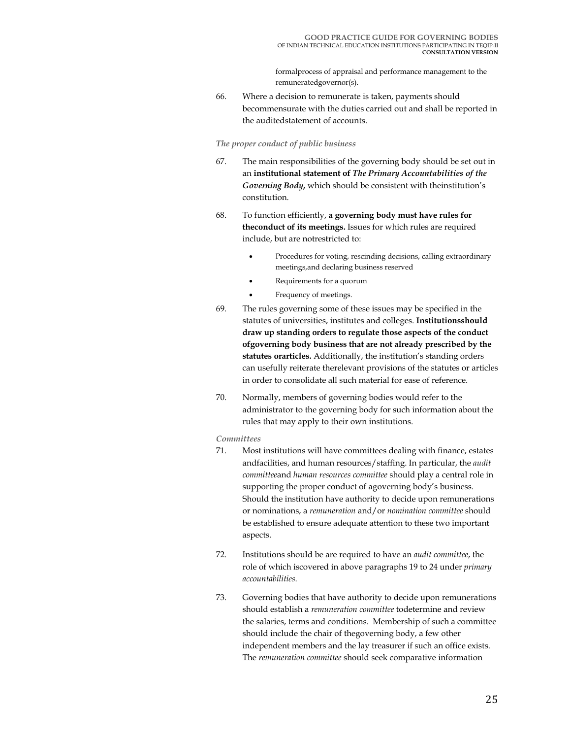formalprocess of appraisal and performance management to the remuneratedgovernor(s).

66. Where a decision to remunerate is taken, payments should becommensurate with the duties carried out and shall be reported in the auditedstatement of accounts.

*The proper conduct of public business*

67. The main responsibilities of the governing body should be set out in an **institutional statement of *The Primary Accountabilities of the Governing Body*,** which should be consistent with theinstitution's constitution.

68. To function efficiently, **a governing body must have rules for theconduct of its meetings.** Issues for which rules are required include, but are notrestricted to:

   - Procedures for voting, rescinding decisions, calling extraordinary meetings,and declaring business reserved
   - Requirements for a quorum
   - Frequency of meetings.

69. The rules governing some of these issues may be specified in the statutes of universities, institutes and colleges. **Institutionsshould draw up standing orders to regulate those aspects of the conduct ofgoverning body business that are not already prescribed by the statutes orarticles.** Additionally, the institution's standing orders can usefully reiterate therelevant provisions of the statutes or articles in order to consolidate all such material for ease of reference.

70. Normally, members of governing bodies would refer to the administrator to the governing body for such information about the rules that may apply to their own institutions.

*Committees*

71. Most institutions will have committees dealing with finance, estates andfacilities, and human resources/staffing. In particular, the *audit committee*and *human resources committee* should play a central role in supporting the proper conduct of agoverning body's business. Should the institution have authority to decide upon remunerations or nominations, a *remuneration* and/or *nomination committee* should be established to ensure adequate attention to these two important aspects.

72. Institutions should be are required to have an *audit committee*, the role of which iscovered in above paragraphs 19 to 24 under *primary accountabilities*.

73. Governing bodies that have authority to decide upon remunerations should establish a *remuneration committee* todetermine and review the salaries, terms and conditions. Membership of such a committee should include the chair of thegoverning body, a few other independent members and the lay treasurer if such an office exists. The *remuneration committee* should seek comparative information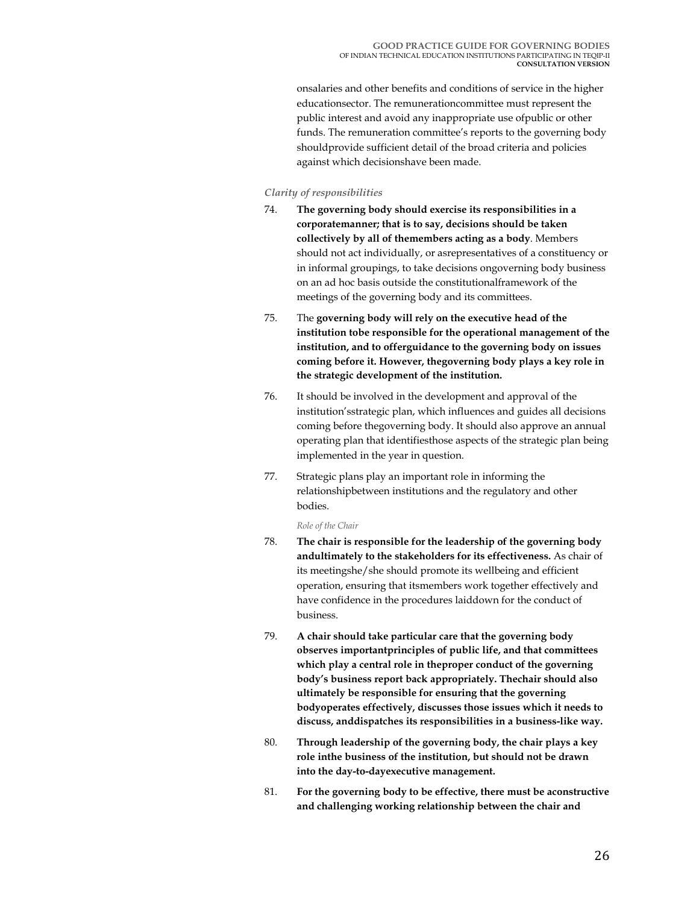onsalaries and other benefits and conditions of service in the higher educationsector. The remunerationcommittee must represent the public interest and avoid any inappropriate use ofpublic or other funds. The remuneration committee's reports to the governing body shouldprovide sufficient detail of the broad criteria and policies against which decisionshave been made.

*Clarity of responsibilities*

74. **The governing body should exercise its responsibilities in a corporatemanner; that is to say, decisions should be taken collectively by all of themembers acting as a body**. Members should not act individually, or asrepresentatives of a constituency or in informal groupings, to take decisions ongoverning body business on an ad hoc basis outside the constitutionalframework of the meetings of the governing body and its committees.

75. The **governing body will rely on the executive head of the institution tobe responsible for the operational management of the institution, and to offerguidance to the governing body on issues coming before it. However, thegoverning body plays a key role in the strategic development of the institution.**

76. It should be involved in the development and approval of the institution'sstrategic plan, which influences and guides all decisions coming before thegoverning body. It should also approve an annual operating plan that identifiesthose aspects of the strategic plan being implemented in the year in question.

77. Strategic plans play an important role in informing the relationshipbetween institutions and the regulatory and other bodies.

*Role of the Chair*

78. **The chair is responsible for the leadership of the governing body andultimately to the stakeholders for its effectiveness.** As chair of its meetingshe/she should promote its wellbeing and efficient operation, ensuring that itsmembers work together effectively and have confidence in the procedures laiddown for the conduct of business.

79. **A chair should take particular care that the governing body observes importantprinciples of public life, and that committees which play a central role in theproper conduct of the governing body's business report back appropriately. Thechair should also ultimately be responsible for ensuring that the governing bodyoperates effectively, discusses those issues which it needs to discuss, anddispatches its responsibilities in a business-like way.**

80. **Through leadership of the governing body, the chair plays a key role inthe business of the institution, but should not be drawn into the day-to-dayexecutive management.**

81. **For the governing body to be effective, there must be aconstructive and challenging working relationship between the chair and**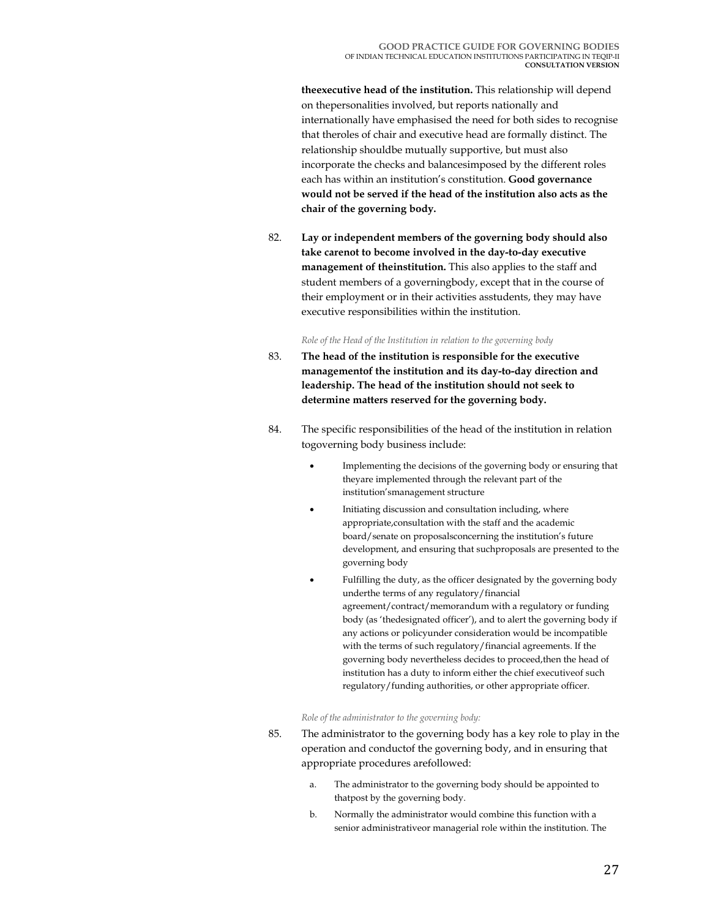**theexecutive head of the institution.** This relationship will depend on thepersonalities involved, but reports nationally and internationally have emphasised the need for both sides to recognise that theroles of chair and executive head are formally distinct. The relationship shouldbe mutually supportive, but must also incorporate the checks and balancesimposed by the different roles each has within an institution's constitution. **Good governance would not be served if the head of the institution also acts as the chair of the governing body.**

82. **Lay or independent members of the governing body should also take carenot to become involved in the day-to-day executive management of theinstitution.** This also applies to the staff and student members of a governingbody, except that in the course of their employment or in their activities asstudents, they may have executive responsibilities within the institution.

*Role of the Head of the Institution in relation to the governing body*

83. **The head of the institution is responsible for the executive managementof the institution and its day-to-day direction and leadership. The head of the institution should not seek to determine matters reserved for the governing body.**

84. The specific responsibilities of the head of the institution in relation togoverning body business include:

- Implementing the decisions of the governing body or ensuring that theyare implemented through the relevant part of the institution'smanagement structure
- Initiating discussion and consultation including, where appropriate,consultation with the staff and the academic board/senate on proposalsconcerning the institution's future development, and ensuring that suchproposals are presented to the governing body
- Fulfilling the duty, as the officer designated by the governing body underthe terms of any regulatory/financial agreement/contract/memorandum with a regulatory or funding body (as 'thedesignated officer'), and to alert the governing body if any actions or policyunder consideration would be incompatible with the terms of such regulatory/financial agreements. If the governing body nevertheless decides to proceed,then the head of institution has a duty to inform either the chief executiveof such regulatory/funding authorities, or other appropriate officer.

*Role of the administrator to the governing body:*

85. The administrator to the governing body has a key role to play in the operation and conductof the governing body, and in ensuring that appropriate procedures arefollowed:

   a. The administrator to the governing body should be appointed to thatpost by the governing body.

   b. Normally the administrator would combine this function with a senior administrativeor managerial role within the institution. The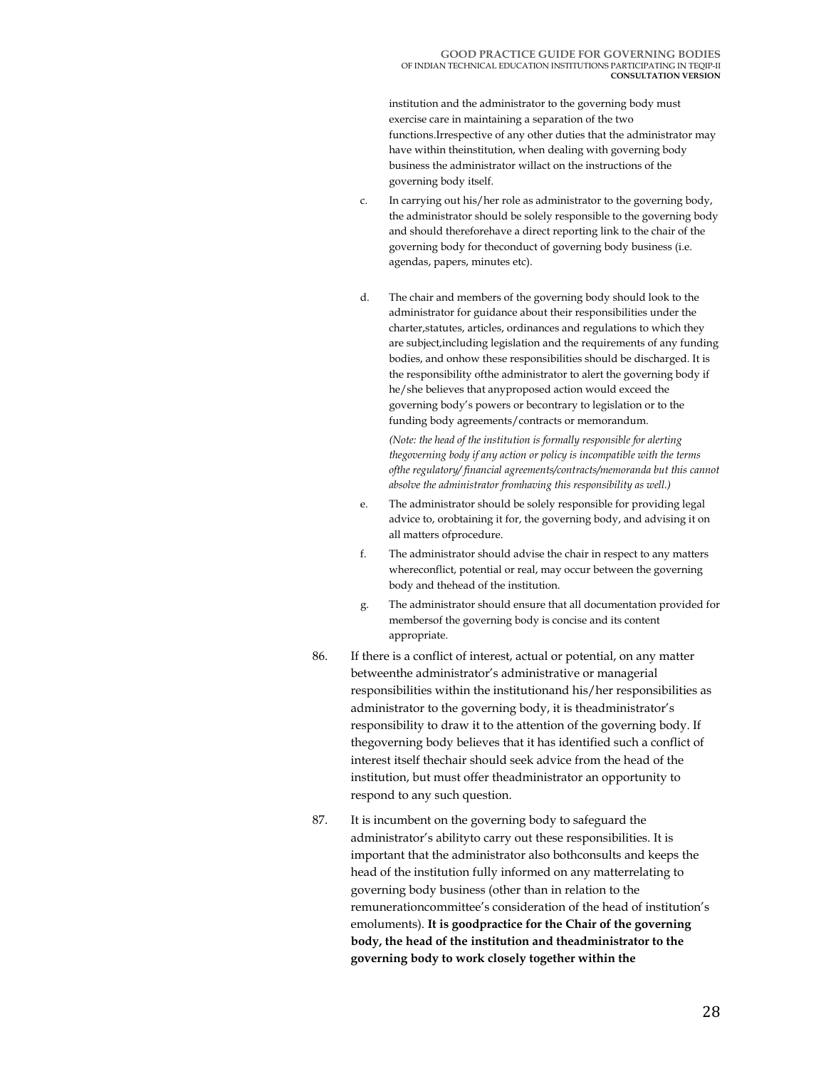institution and the administrator to the governing body must exercise care in maintaining a separation of the two functions.Irrespective of any other duties that the administrator may have within theinstitution, when dealing with governing body business the administrator willact on the instructions of the governing body itself.

c. In carrying out his/her role as administrator to the governing body, the administrator should be solely responsible to the governing body and should thereforehave a direct reporting link to the chair of the governing body for theconduct of governing body business (i.e. agendas, papers, minutes etc).

d. The chair and members of the governing body should look to the administrator for guidance about their responsibilities under the charter,statutes, articles, ordinances and regulations to which they are subject,including legislation and the requirements of any funding bodies, and onhow these responsibilities should be discharged. It is the responsibility ofthe administrator to alert the governing body if he/she believes that anyproposed action would exceed the governing body's powers or becontrary to legislation or to the funding body agreements/contracts or memorandum.

   *(Note: the head of the institution is formally responsible for alerting thegoverning body if any action or policy is incompatible with the terms ofthe regulatory/ financial agreements/contracts/memoranda but this cannot absolve the administrator fromhaving this responsibility as well.)*

e. The administrator should be solely responsible for providing legal advice to, orobtaining it for, the governing body, and advising it on all matters ofprocedure.

f. The administrator should advise the chair in respect to any matters whereconflict, potential or real, may occur between the governing body and thehead of the institution.

g. The administrator should ensure that all documentation provided for membersof the governing body is concise and its content appropriate.

86. If there is a conflict of interest, actual or potential, on any matter betweenthe administrator's administrative or managerial responsibilities within the institutionand his/her responsibilities as administrator to the governing body, it is theadministrator's responsibility to draw it to the attention of the governing body. If thegoverning body believes that it has identified such a conflict of interest itself thechair should seek advice from the head of the institution, but must offer theadministrator an opportunity to respond to any such question.

87. It is incumbent on the governing body to safeguard the administrator's abilityto carry out these responsibilities. It is important that the administrator also bothconsults and keeps the head of the institution fully informed on any matterrelating to governing body business (other than in relation to the remunerationcommittee's consideration of the head of institution's emoluments). **It is goodpractice for the Chair of the governing body, the head of the institution and theadministrator to the governing body to work closely together within the**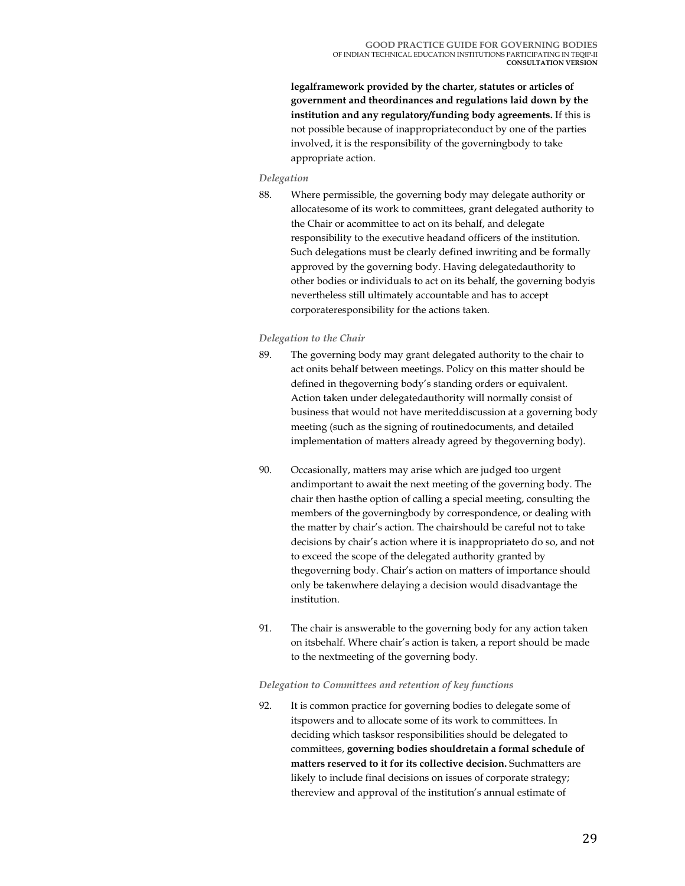**legalframework provided by the charter, statutes or articles of government and theordinances and regulations laid down by the institution and any regulatory/funding body agreements.** If this is not possible because of inappropriateconduct by one of the parties involved, it is the responsibility of the governingbody to take appropriate action.

*Delegation*

88. Where permissible, the governing body may delegate authority or allocatesome of its work to committees, grant delegated authority to the Chair or acommittee to act on its behalf, and delegate responsibility to the executive headand officers of the institution. Such delegations must be clearly defined inwriting and be formally approved by the governing body. Having delegatedauthority to other bodies or individuals to act on its behalf, the governing bodyis nevertheless still ultimately accountable and has to accept corporateresponsibility for the actions taken.

*Delegation to the Chair*

89. The governing body may grant delegated authority to the chair to act onits behalf between meetings. Policy on this matter should be defined in thegoverning body's standing orders or equivalent. Action taken under delegatedauthority will normally consist of business that would not have meriteddiscussion at a governing body meeting (such as the signing of routinedocuments, and detailed implementation of matters already agreed by thegoverning body).

90. Occasionally, matters may arise which are judged too urgent andimportant to await the next meeting of the governing body. The chair then hasthe option of calling a special meeting, consulting the members of the governingbody by correspondence, or dealing with the matter by chair's action. The chairshould be careful not to take decisions by chair's action where it is inappropriateto do so, and not to exceed the scope of the delegated authority granted by thegoverning body. Chair's action on matters of importance should only be takenwhere delaying a decision would disadvantage the institution.

91. The chair is answerable to the governing body for any action taken on itsbehalf. Where chair's action is taken, a report should be made to the nextmeeting of the governing body.

*Delegation to Committees and retention of key functions*

92. It is common practice for governing bodies to delegate some of itspowers and to allocate some of its work to committees. In deciding which tasksor responsibilities should be delegated to committees, **governing bodies shouldretain a formal schedule of matters reserved to it for its collective decision.** Suchmatters are likely to include final decisions on issues of corporate strategy; thereview and approval of the institution's annual estimate of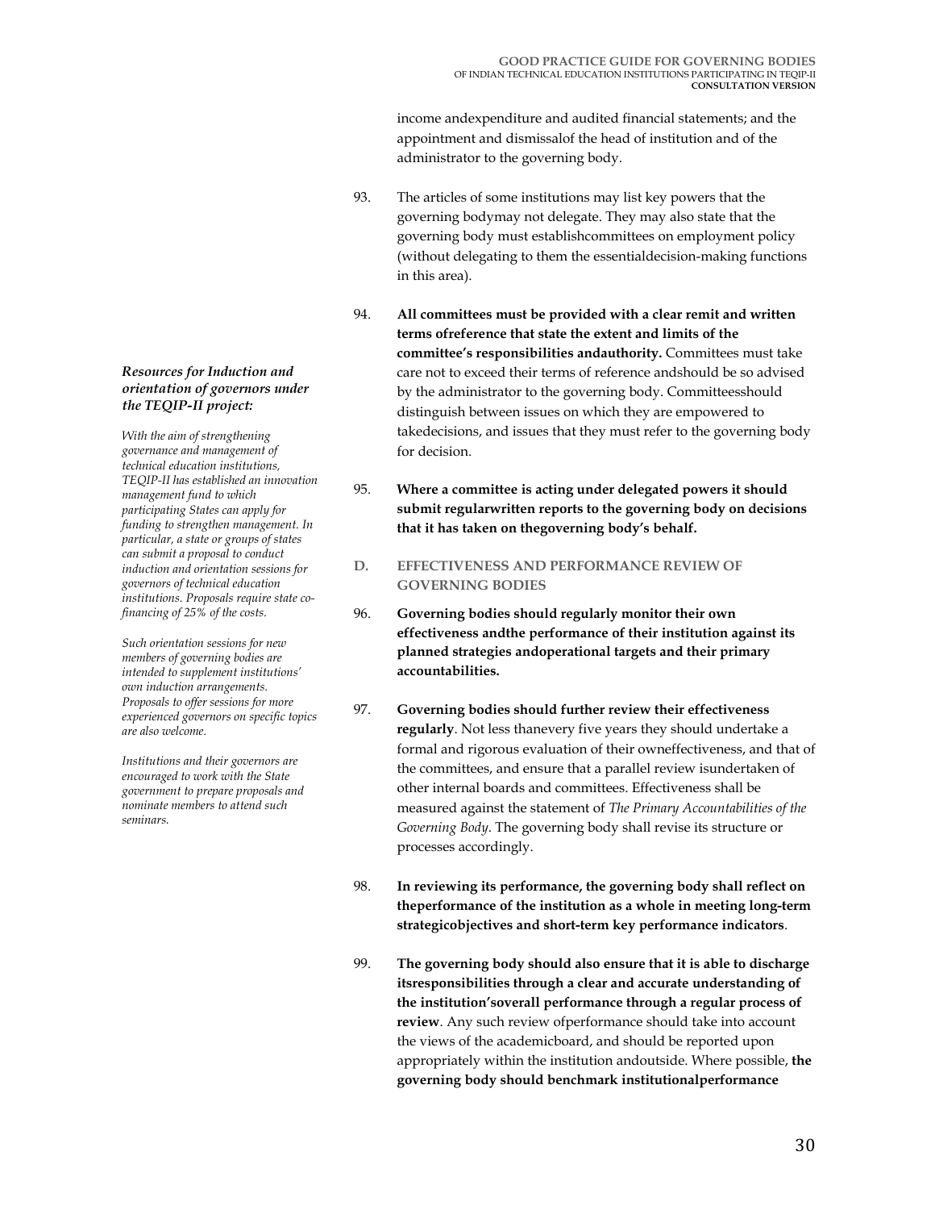income andexpenditure and audited financial statements; and the appointment and dismissalof the head of institution and of the administrator to the governing body.

93. The articles of some institutions may list key powers that the governing bodymay not delegate. They may also state that the governing body must establishcommittees on employment policy (without delegating to them the essentialdecision-making functions in this area).

94. **All committees must be provided with a clear remit and written terms ofreference that state the extent and limits of the committee's responsibilities andauthority.** Committees must take care not to exceed their terms of reference andshould be so advised by the administrator to the governing body. Committeesshould distinguish between issues on which they are empowered to takedecisions, and issues that they must refer to the governing body for decision.

95. **Where a committee is acting under delegated powers it should submit regularwritten reports to the governing body on decisions that it has taken on thegoverning body's behalf.**

***Resources for Induction and orientation of governors under the TEQIP-II project:***

*With the aim of strengthening governance and management of technical education institutions, TEQIP-II has established an innovation management fund to which participating States can apply for funding to strengthen management. In particular, a state or groups of states can submit a proposal to conduct induction and orientation sessions for governors of technical education institutions. Proposals require state co-financing of 25% of the costs.*

*Such orientation sessions for new members of governing bodies are intended to supplement institutions' own induction arrangements. Proposals to offer sessions for more experienced governors on specific topics are also welcome.*

*Institutions and their governors are encouraged to work with the State government to prepare proposals and nominate members to attend such seminars.*

## D. EFFECTIVENESS AND PERFORMANCE REVIEW OF GOVERNING BODIES

96. **Governing bodies should regularly monitor their own effectiveness andthe performance of their institution against its planned strategies andoperational targets and their primary accountabilities.**

97. **Governing bodies should further review their effectiveness regularly**. Not less thanevery five years they should undertake a formal and rigorous evaluation of their owneffectiveness, and that of the committees, and ensure that a parallel review isundertaken of other internal boards and committees. Effectiveness shall be measured against the statement of *The Primary Accountabilities of the Governing Body*. The governing body shall revise its structure or processes accordingly.

98. **In reviewing its performance, the governing body shall reflect on theperformance of the institution as a whole in meeting long-term strategicobjectives and short-term key performance indicators**.

99. **The governing body should also ensure that it is able to discharge itsresponsibilities through a clear and accurate understanding of the institution'soverall performance through a regular process of review**. Any such review ofperformance should take into account the views of the academicboard, and should be reported upon appropriately within the institution andoutside. Where possible, **the governing body should benchmark institutionalperformance**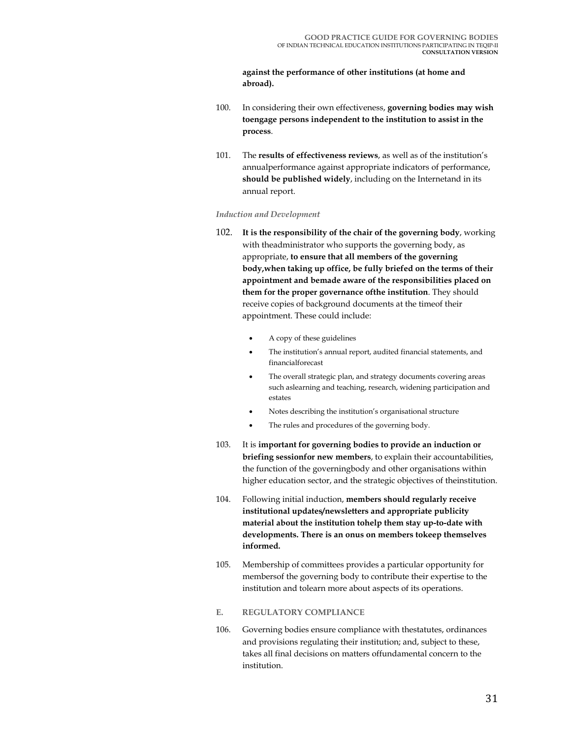**against the performance of other institutions (at home and abroad).**

100. In considering their own effectiveness, **governing bodies may wish toengage persons independent to the institution to assist in the process**.

101. The **results of effectiveness reviews**, as well as of the institution's annualperformance against appropriate indicators of performance, **should be published widely**, including on the Internetand in its annual report.

*Induction and Development*

102. **It is the responsibility of the chair of the governing body**, working with theadministrator who supports the governing body, as appropriate, **to ensure that all members of the governing body,when taking up office, be fully briefed on the terms of their appointment and bemade aware of the responsibilities placed on them for the proper governance ofthe institution**. They should receive copies of background documents at the timeof their appointment. These could include:

   - A copy of these guidelines
   - The institution's annual report, audited financial statements, and financialforecast
   - The overall strategic plan, and strategy documents covering areas such aslearning and teaching, research, widening participation and estates
   - Notes describing the institution's organisational structure
   - The rules and procedures of the governing body.

103. It is **important for governing bodies to provide an induction or briefing sessionfor new members**, to explain their accountabilities, the function of the governingbody and other organisations within higher education sector, and the strategic objectives of theinstitution.

104. Following initial induction, **members should regularly receive institutional updates/newsletters and appropriate publicity material about the institution tohelp them stay up-to-date with developments. There is an onus on members tokeep themselves informed.**

105. Membership of committees provides a particular opportunity for membersof the governing body to contribute their expertise to the institution and tolearn more about aspects of its operations.

## E. REGULATORY COMPLIANCE

106. Governing bodies ensure compliance with thestatutes, ordinances and provisions regulating their institution; and, subject to these, takes all final decisions on matters offundamental concern to the institution.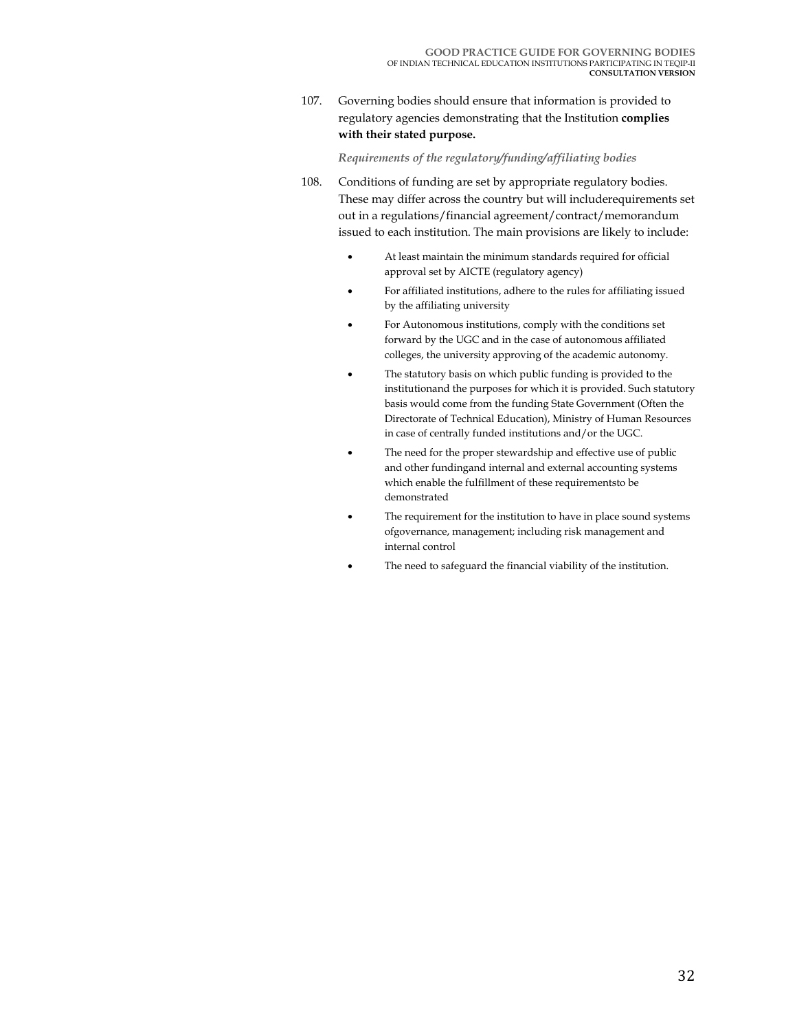107. Governing bodies should ensure that information is provided to regulatory agencies demonstrating that the Institution **complies with their stated purpose.**

*Requirements of the regulatory/funding/affiliating bodies*

108. Conditions of funding are set by appropriate regulatory bodies. These may differ across the country but will includerequirements set out in a regulations/financial agreement/contract/memorandum issued to each institution. The main provisions are likely to include:

- At least maintain the minimum standards required for official approval set by AICTE (regulatory agency)
- For affiliated institutions, adhere to the rules for affiliating issued by the affiliating university
- For Autonomous institutions, comply with the conditions set forward by the UGC and in the case of autonomous affiliated colleges, the university approving of the academic autonomy.
- The statutory basis on which public funding is provided to the institutionand the purposes for which it is provided. Such statutory basis would come from the funding State Government (Often the Directorate of Technical Education), Ministry of Human Resources in case of centrally funded institutions and/or the UGC.
- The need for the proper stewardship and effective use of public and other fundingand internal and external accounting systems which enable the fulfillment of these requirementsto be demonstrated
- The requirement for the institution to have in place sound systems ofgovernance, management; including risk management and internal control
- The need to safeguard the financial viability of the institution.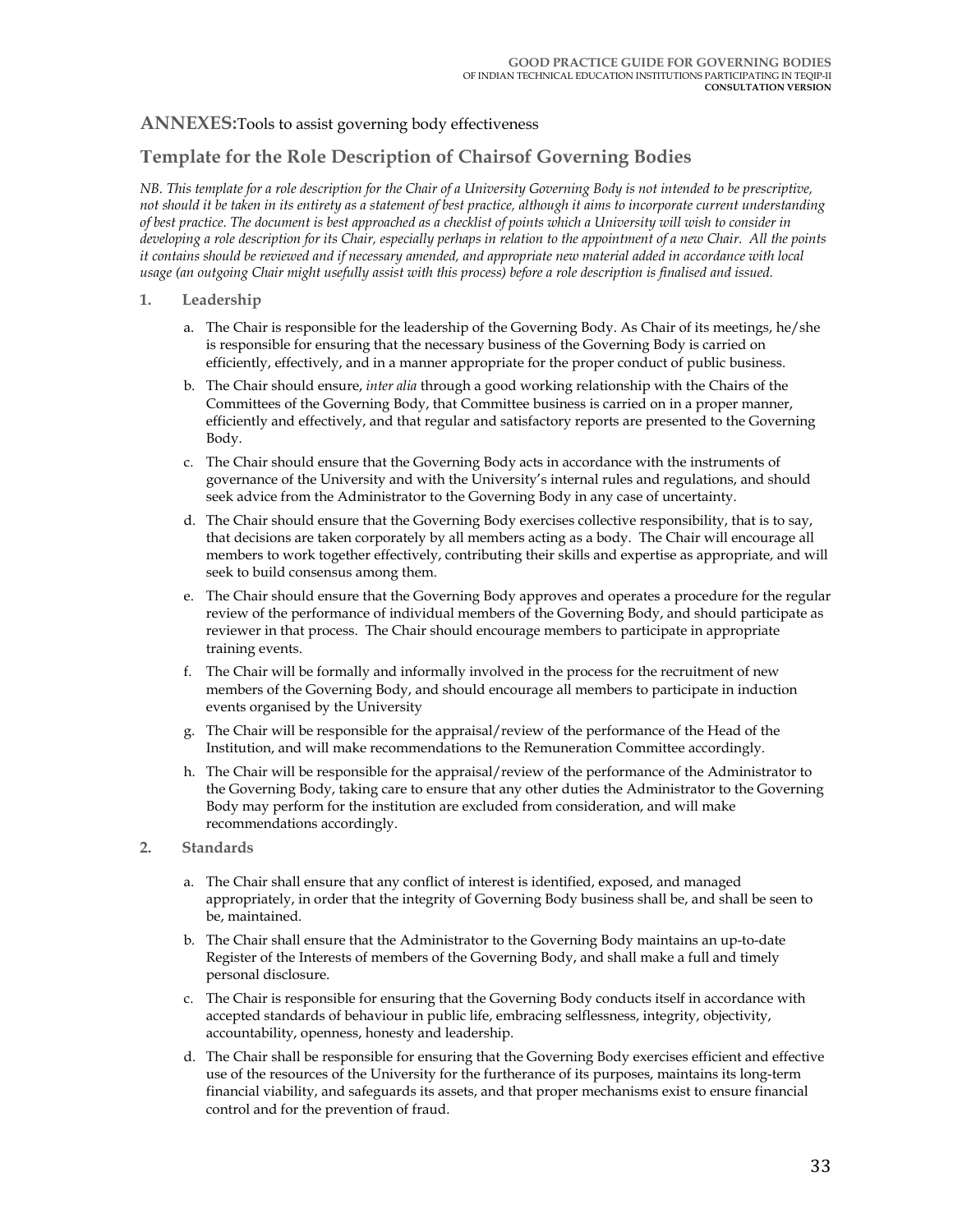## ANNEXES: Tools to assist governing body effectiveness

## Template for the Role Description of Chairsof Governing Bodies

*NB. This template for a role description for the Chair of a University Governing Body is not intended to be prescriptive, not should it be taken in its entirety as a statement of best practice, although it aims to incorporate current understanding of best practice. The document is best approached as a checklist of points which a University will wish to consider in developing a role description for its Chair, especially perhaps in relation to the appointment of a new Chair. All the points it contains should be reviewed and if necessary amended, and appropriate new material added in accordance with local usage (an outgoing Chair might usefully assist with this process) before a role description is finalised and issued.*

**1. Leadership**

a. The Chair is responsible for the leadership of the Governing Body. As Chair of its meetings, he/she is responsible for ensuring that the necessary business of the Governing Body is carried on efficiently, effectively, and in a manner appropriate for the proper conduct of public business.

b. The Chair should ensure, *inter alia* through a good working relationship with the Chairs of the Committees of the Governing Body, that Committee business is carried on in a proper manner, efficiently and effectively, and that regular and satisfactory reports are presented to the Governing Body.

c. The Chair should ensure that the Governing Body acts in accordance with the instruments of governance of the University and with the University's internal rules and regulations, and should seek advice from the Administrator to the Governing Body in any case of uncertainty.

d. The Chair should ensure that the Governing Body exercises collective responsibility, that is to say, that decisions are taken corporately by all members acting as a body. The Chair will encourage all members to work together effectively, contributing their skills and expertise as appropriate, and will seek to build consensus among them.

e. The Chair should ensure that the Governing Body approves and operates a procedure for the regular review of the performance of individual members of the Governing Body, and should participate as reviewer in that process. The Chair should encourage members to participate in appropriate training events.

f. The Chair will be formally and informally involved in the process for the recruitment of new members of the Governing Body, and should encourage all members to participate in induction events organised by the University

g. The Chair will be responsible for the appraisal/review of the performance of the Head of the Institution, and will make recommendations to the Remuneration Committee accordingly.

h. The Chair will be responsible for the appraisal/review of the performance of the Administrator to the Governing Body, taking care to ensure that any other duties the Administrator to the Governing Body may perform for the institution are excluded from consideration, and will make recommendations accordingly.

**2. Standards**

a. The Chair shall ensure that any conflict of interest is identified, exposed, and managed appropriately, in order that the integrity of Governing Body business shall be, and shall be seen to be, maintained.

b. The Chair shall ensure that the Administrator to the Governing Body maintains an up-to-date Register of the Interests of members of the Governing Body, and shall make a full and timely personal disclosure.

c. The Chair is responsible for ensuring that the Governing Body conducts itself in accordance with accepted standards of behaviour in public life, embracing selflessness, integrity, objectivity, accountability, openness, honesty and leadership.

d. The Chair shall be responsible for ensuring that the Governing Body exercises efficient and effective use of the resources of the University for the furtherance of its purposes, maintains its long-term financial viability, and safeguards its assets, and that proper mechanisms exist to ensure financial control and for the prevention of fraud.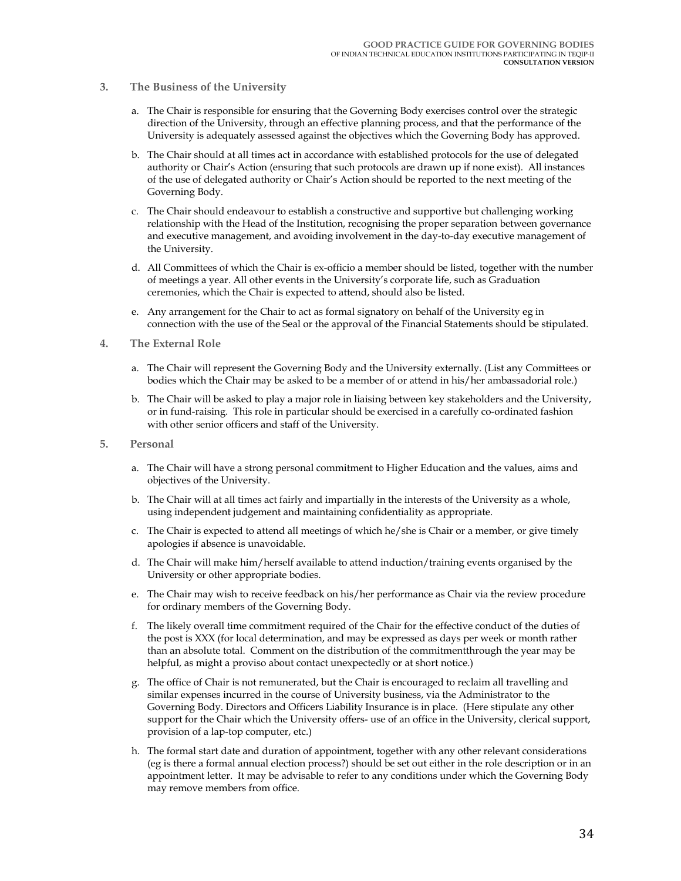### 3. The Business of the University

a. The Chair is responsible for ensuring that the Governing Body exercises control over the strategic direction of the University, through an effective planning process, and that the performance of the University is adequately assessed against the objectives which the Governing Body has approved.

b. The Chair should at all times act in accordance with established protocols for the use of delegated authority or Chair's Action (ensuring that such protocols are drawn up if none exist). All instances of the use of delegated authority or Chair's Action should be reported to the next meeting of the Governing Body.

c. The Chair should endeavour to establish a constructive and supportive but challenging working relationship with the Head of the Institution, recognising the proper separation between governance and executive management, and avoiding involvement in the day-to-day executive management of the University.

d. All Committees of which the Chair is ex-officio a member should be listed, together with the number of meetings a year. All other events in the University's corporate life, such as Graduation ceremonies, which the Chair is expected to attend, should also be listed.

e. Any arrangement for the Chair to act as formal signatory on behalf of the University eg in connection with the use of the Seal or the approval of the Financial Statements should be stipulated.

### 4. The External Role

a. The Chair will represent the Governing Body and the University externally. (List any Committees or bodies which the Chair may be asked to be a member of or attend in his/her ambassadorial role.)

b. The Chair will be asked to play a major role in liaising between key stakeholders and the University, or in fund-raising. This role in particular should be exercised in a carefully co-ordinated fashion with other senior officers and staff of the University.

### 5. Personal

a. The Chair will have a strong personal commitment to Higher Education and the values, aims and objectives of the University.

b. The Chair will at all times act fairly and impartially in the interests of the University as a whole, using independent judgement and maintaining confidentiality as appropriate.

c. The Chair is expected to attend all meetings of which he/she is Chair or a member, or give timely apologies if absence is unavoidable.

d. The Chair will make him/herself available to attend induction/training events organised by the University or other appropriate bodies.

e. The Chair may wish to receive feedback on his/her performance as Chair via the review procedure for ordinary members of the Governing Body.

f. The likely overall time commitment required of the Chair for the effective conduct of the duties of the post is XXX (for local determination, and may be expressed as days per week or month rather than an absolute total. Comment on the distribution of the commitmentthrough the year may be helpful, as might a proviso about contact unexpectedly or at short notice.)

g. The office of Chair is not remunerated, but the Chair is encouraged to reclaim all travelling and similar expenses incurred in the course of University business, via the Administrator to the Governing Body. Directors and Officers Liability Insurance is in place. (Here stipulate any other support for the Chair which the University offers- use of an office in the University, clerical support, provision of a lap-top computer, etc.)

h. The formal start date and duration of appointment, together with any other relevant considerations (eg is there a formal annual election process?) should be set out either in the role description or in an appointment letter. It may be advisable to refer to any conditions under which the Governing Body may remove members from office.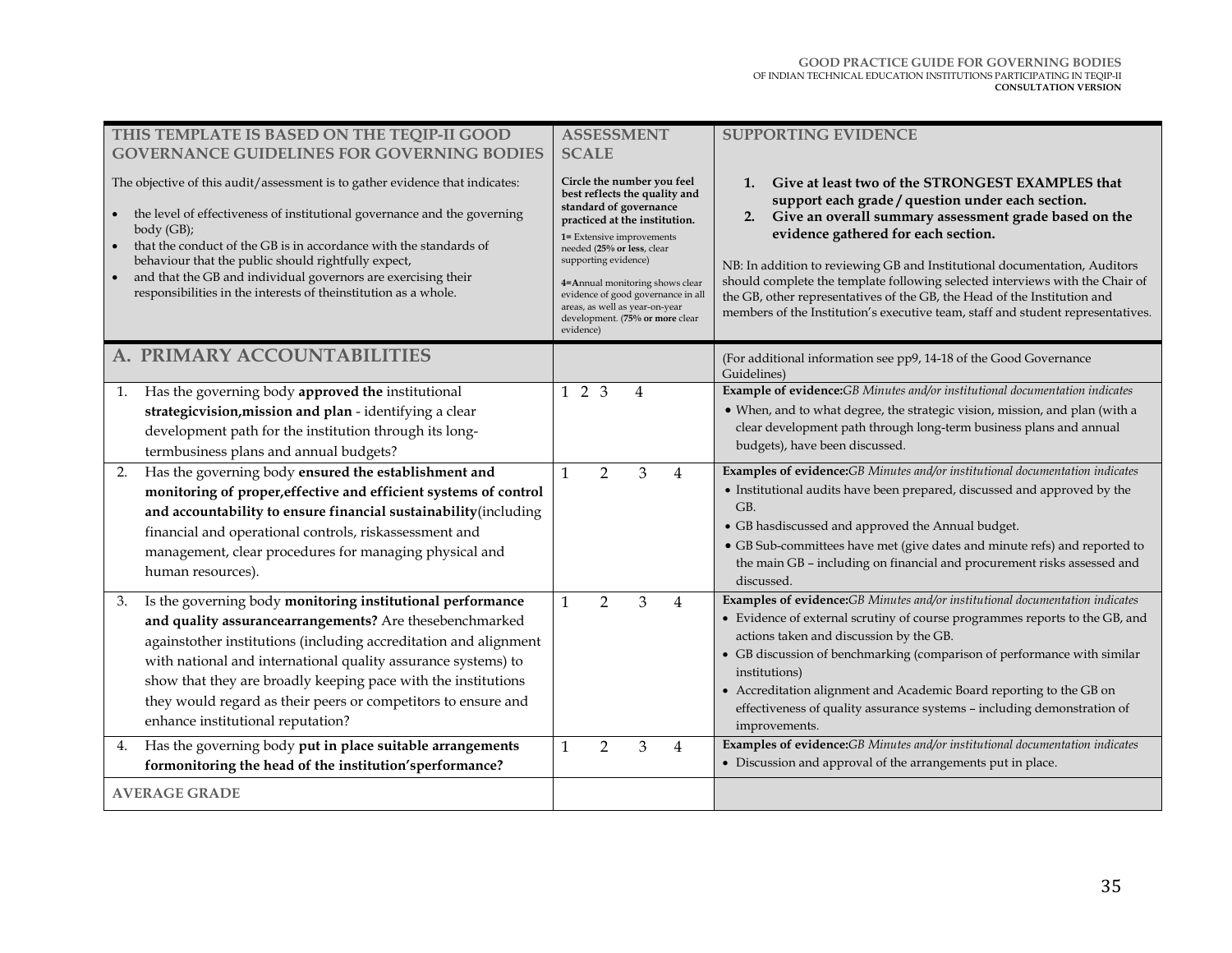| THIS TEMPLATE IS BASED ON THE TEQIP-II GOOD GOVERNANCE GUIDELINES FOR GOVERNING BODIES<br><br>The objective of this audit/assessment is to gather evidence that indicates:<br>• the level of effectiveness of institutional governance and the governing body (GB);<br>• that the conduct of the GB is in accordance with the standards of behaviour that the public should rightfully expect,<br>• and that the GB and individual governors are exercising their responsibilities in the interests of theinstitution as a whole. | ASSESSMENT SCALE<br><br>**Circle the number you feel best reflects the quality and standard of governance practiced at the institution.**<br>**1=** Extensive improvements needed (**25% or less**, clear supporting evidence)<br>**4=A**nnual monitoring shows clear evidence of good governance in all areas, as well as year-on-year development. (**75% or more** clear evidence) | SUPPORTING EVIDENCE<br><br>1. **Give at least two of the STRONGEST EXAMPLES that support each grade / question under each section.**<br>2. **Give an overall summary assessment grade based on the evidence gathered for each section.**<br><br>NB: In addition to reviewing GB and Institutional documentation, Auditors should complete the template following selected interviews with the Chair of the GB, other representatives of the GB, the Head of the Institution and members of the Institution's executive team, staff and student representatives. |
|---|---|---|
| **A. PRIMARY ACCOUNTABILITIES** | | (For additional information see pp9, 14-18 of the Good Governance Guidelines) |
| 1. Has the governing body **approved the** institutional **strategicvision,mission and plan** - identifying a clear development path for the institution through its long-termbusiness plans and annual budgets? | 1 2 3 4 | **Example of evidence:***GB Minutes and/or institutional documentation indicates*<br>• When, and to what degree, the strategic vision, mission, and plan (with a clear development path through long-term business plans and annual budgets), have been discussed. |
| 2. Has the governing body **ensured the establishment and monitoring of proper,effective and efficient systems of control and accountability to ensure financial sustainability**(including financial and operational controls, riskassessment and management, clear procedures for managing physical and human resources). | 1 2 3 4 | **Examples of evidence:***GB Minutes and/or institutional documentation indicates*<br>• Institutional audits have been prepared, discussed and approved by the GB.<br>• GB hasdiscussed and approved the Annual budget.<br>• GB Sub-committees have met (give dates and minute refs) and reported to the main GB – including on financial and procurement risks assessed and discussed. |
| 3. Is the governing body **monitoring institutional performance and quality assurancearrangements?** Are thesebenchmarked againstother institutions (including accreditation and alignment with national and international quality assurance systems) to show that they are broadly keeping pace with the institutions they would regard as their peers or competitors to ensure and enhance institutional reputation? | 1 2 3 4 | **Examples of evidence:***GB Minutes and/or institutional documentation indicates*<br>• Evidence of external scrutiny of course programmes reports to the GB, and actions taken and discussion by the GB.<br>• GB discussion of benchmarking (comparison of performance with similar institutions)<br>• Accreditation alignment and Academic Board reporting to the GB on effectiveness of quality assurance systems – including demonstration of improvements. |
| 4. Has the governing body **put in place suitable arrangements formonitoring the head of the institution'sperformance?** | 1 2 3 4 | **Examples of evidence:***GB Minutes and/or institutional documentation indicates*<br>• Discussion and approval of the arrangements put in place. |
| **AVERAGE GRADE** | | |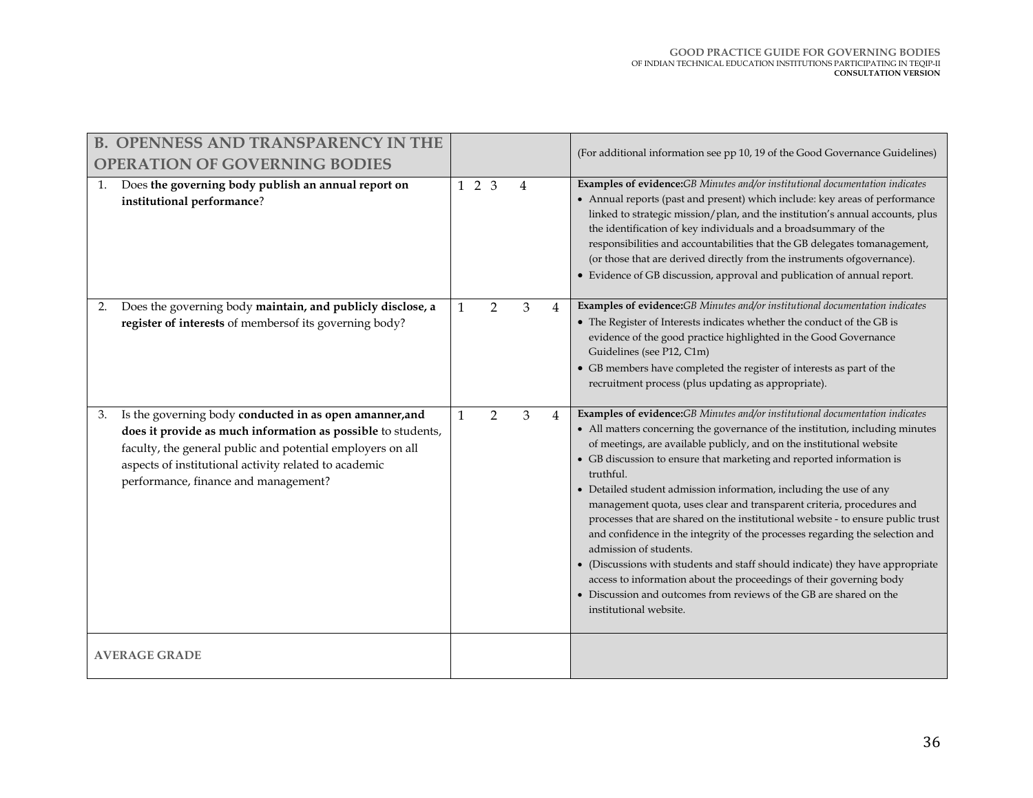| B. OPENNESS AND TRANSPARENCY IN THE OPERATION OF GOVERNING BODIES | | (For additional information see pp 10, 19 of the Good Governance Guidelines) |
|---|---|---|
| 1. Does **the governing body publish an annual report on institutional performance**? | 1 2 3 4 | **Examples of evidence:** *GB Minutes and/or institutional documentation indicates*<br>• Annual reports (past and present) which include: key areas of performance linked to strategic mission/plan, and the institution's annual accounts, plus the identification of key individuals and a broadsummary of the responsibilities and accountabilities that the GB delegates tomanagement, (or those that are derived directly from the instruments ofgovernance).<br>• Evidence of GB discussion, approval and publication of annual report. |
| 2. Does the governing body **maintain, and publicly disclose, a register of interests** of membersof its governing body? | 1 2 3 4 | **Examples of evidence:** *GB Minutes and/or institutional documentation indicates*<br>• The Register of Interests indicates whether the conduct of the GB is evidence of the good practice highlighted in the Good Governance Guidelines (see P12, C1m)<br>• GB members have completed the register of interests as part of the recruitment process (plus updating as appropriate). |
| 3. Is the governing body **conducted in as open amanner,and does it provide as much information as possible** to students, faculty, the general public and potential employers on all aspects of institutional activity related to academic performance, finance and management? | 1 2 3 4 | **Examples of evidence:** *GB Minutes and/or institutional documentation indicates*<br>• All matters concerning the governance of the institution, including minutes of meetings, are available publicly, and on the institutional website<br>• GB discussion to ensure that marketing and reported information is truthful.<br>• Detailed student admission information, including the use of any management quota, uses clear and transparent criteria, procedures and processes that are shared on the institutional website - to ensure public trust and confidence in the integrity of the processes regarding the selection and admission of students.<br>• (Discussions with students and staff should indicate) they have appropriate access to information about the proceedings of their governing body<br>• Discussion and outcomes from reviews of the GB are shared on the institutional website. |
| **AVERAGE GRADE** | | |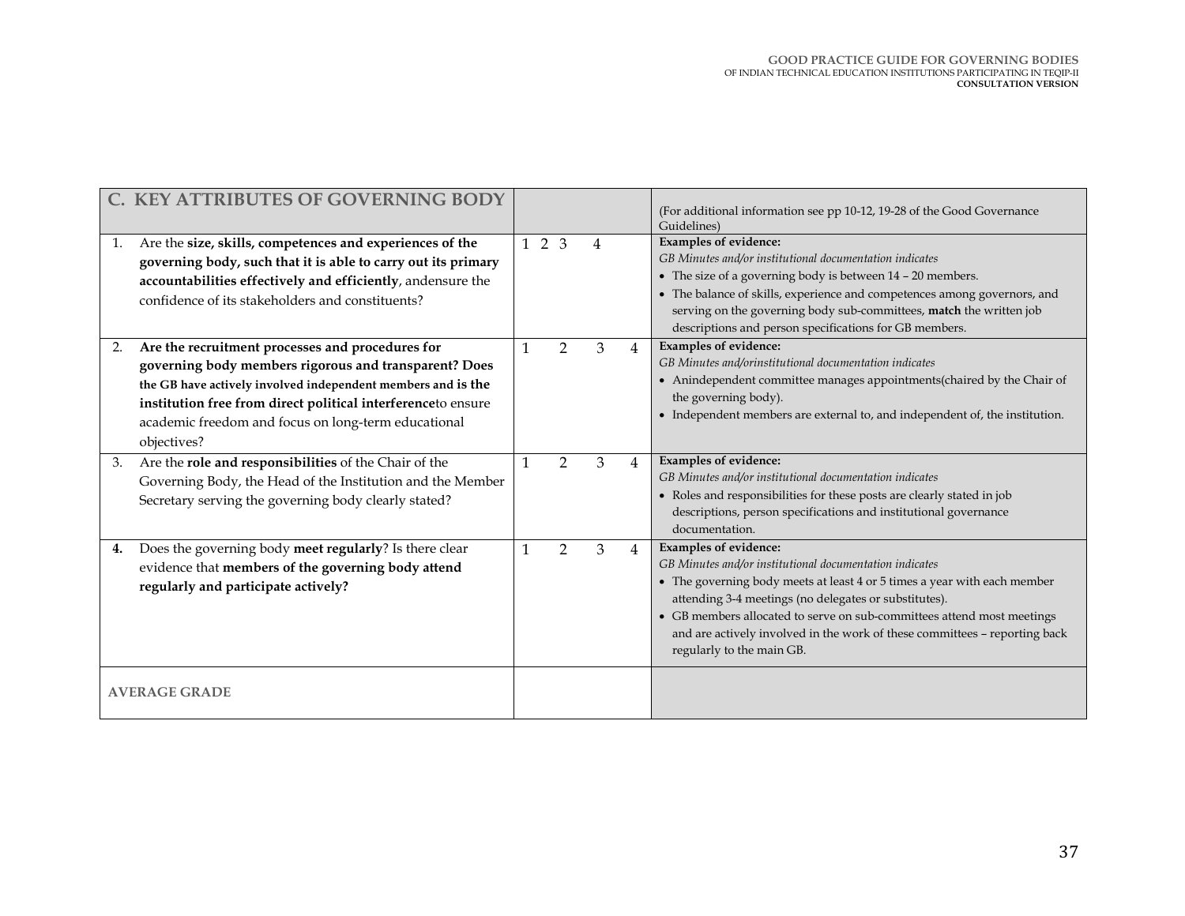| C. KEY ATTRIBUTES OF GOVERNING BODY | | (For additional information see pp 10-12, 19-28 of the Good Governance Guidelines) |
|---|---|---|
| 1. Are the **size, skills, competences and experiences of the governing body, such that it is able to carry out its primary accountabilities effectively and efficiently**, andensure the confidence of its stakeholders and constituents? | 1 2 3 4 | **Examples of evidence:**<br>*GB Minutes and/or institutional documentation indicates*<br>• The size of a governing body is between 14 – 20 members.<br>• The balance of skills, experience and competences among governors, and serving on the governing body sub-committees, **match** the written job descriptions and person specifications for GB members. |
| 2. **Are the recruitment processes and procedures for governing body members rigorous and transparent? Does the GB have actively involved independent members and is the institution free from direct political interference**to ensure academic freedom and focus on long-term educational objectives? | 1 2 3 4 | **Examples of evidence:**<br>*GB Minutes and/orinstitutional documentation indicates*<br>• Anindependent committee manages appointments(chaired by the Chair of the governing body).<br>• Independent members are external to, and independent of, the institution. |
| 3. Are the **role and responsibilities** of the Chair of the Governing Body, the Head of the Institution and the Member Secretary serving the governing body clearly stated? | 1 2 3 4 | **Examples of evidence:**<br>*GB Minutes and/or institutional documentation indicates*<br>• Roles and responsibilities for these posts are clearly stated in job descriptions, person specifications and institutional governance documentation. |
| **4.** Does the governing body **meet regularly**? Is there clear evidence that **members of the governing body attend regularly and participate actively?** | 1 2 3 4 | **Examples of evidence:**<br>*GB Minutes and/or institutional documentation indicates*<br>• The governing body meets at least 4 or 5 times a year with each member attending 3-4 meetings (no delegates or substitutes).<br>• GB members allocated to serve on sub-committees attend most meetings and are actively involved in the work of these committees – reporting back regularly to the main GB. |
| **AVERAGE GRADE** | | |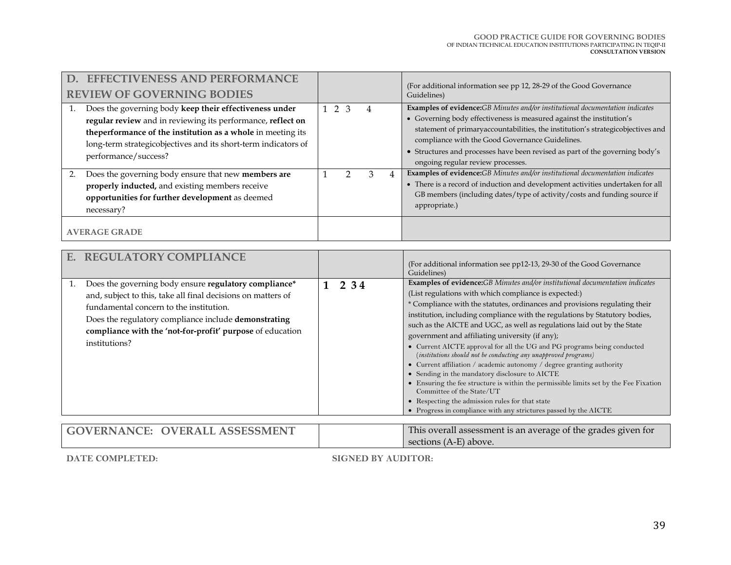| D. EFFECTIVENESS AND PERFORMANCE REVIEW OF GOVERNING BODIES | | (For additional information see pp 12, 28-29 of the Good Governance Guidelines) |
|---|---|---|
| 1. Does the governing body **keep their effectiveness under regular review** and in reviewing its performance, **reflect on theperformance of the institution as a whole** in meeting its long-term strategicobjectives and its short-term indicators of performance/success? | 1 2 3 4 | **Examples of evidence:** *GB Minutes and/or institutional documentation indicates*<br>• Governing body effectiveness is measured against the institution's statement of primaryaccountabilities, the institution's strategicobjectives and compliance with the Good Governance Guidelines.<br>• Structures and processes have been revised as part of the governing body's ongoing regular review processes. |
| 2. Does the governing body ensure that new **members are properly inducted,** and existing members receive **opportunities for further development** as deemed necessary? | 1 2 3 4 | **Examples of evidence:** *GB Minutes and/or institutional documentation indicates*<br>• There is a record of induction and development activities undertaken for all GB members (including dates/type of activity/costs and funding source if appropriate.) |
| **AVERAGE GRADE** | | |

| E. REGULATORY COMPLIANCE | | (For additional information see pp12-13, 29-30 of the Good Governance Guidelines) |
|---|---|---|
| 1. Does the governing body ensure **regulatory compliance*** and, subject to this, take all final decisions on matters of fundamental concern to the institution.<br>Does the regulatory compliance include **demonstrating compliance with the 'not-for-profit' purpose** of education institutions? | **1 2 3 4** | **Examples of evidence:** *GB Minutes and/or institutional documentation indicates*<br>(List regulations with which compliance is expected:)<br>* Compliance with the statutes, ordinances and provisions regulating their institution, including compliance with the regulations by Statutory bodies, such as the AICTE and UGC, as well as regulations laid out by the State government and affiliating university (if any);<br>• Current AICTE approval for all the UG and PG programs being conducted (*institutions should not be conducting any unapproved programs)*<br>• Current affiliation / academic autonomy / degree granting authority<br>• Sending in the mandatory disclosure to AICTE<br>• Ensuring the fee structure is within the permissible limits set by the Fee Fixation Committee of the State/UT<br>• Respecting the admission rules for that state<br>• Progress in compliance with any strictures passed by the AICTE |

| GOVERNANCE: OVERALL ASSESSMENT | | This overall assessment is an average of the grades given for sections (A-E) above. |
|---|---|---|

**DATE COMPLETED:** **SIGNED BY AUDITOR:**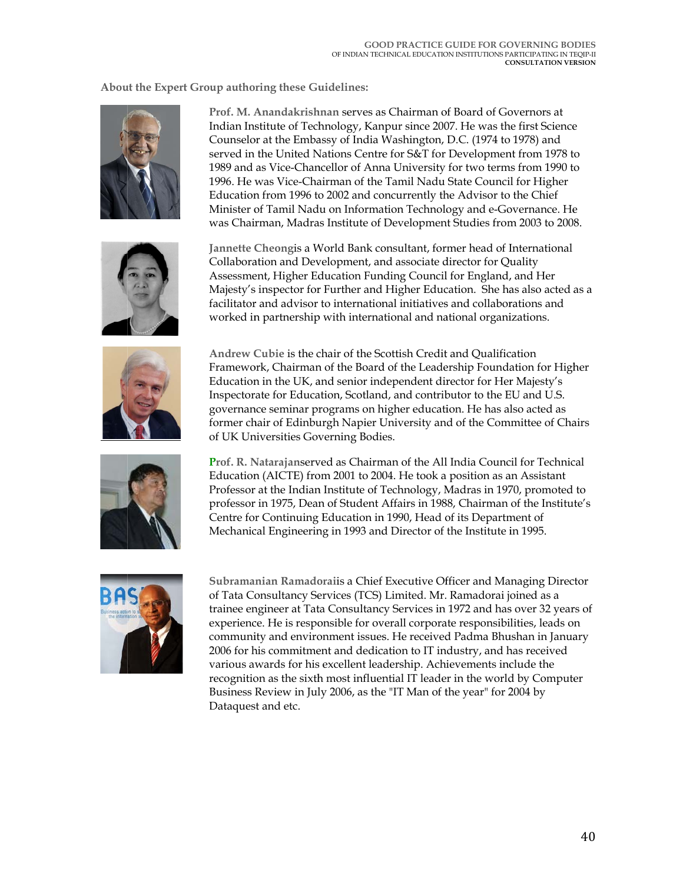**About the Expert Group authoring these Guidelines:**

**Prof. M. Anandakrishnan** serves as Chairman of Board of Governors at Indian Institute of Technology, Kanpur since 2007. He was the first Science Counselor at the Embassy of India Washington, D.C. (1974 to 1978) and served in the United Nations Centre for S&T for Development from 1978 to 1989 and as Vice-Chancellor of Anna University for two terms from 1990 to 1996. He was Vice-Chairman of the Tamil Nadu State Council for Higher Education from 1996 to 2002 and concurrently the Advisor to the Chief Minister of Tamil Nadu on Information Technology and e-Governance. He was Chairman, Madras Institute of Development Studies from 2003 to 2008.

**Jannette Cheong**is a World Bank consultant, former head of International Collaboration and Development, and associate director for Quality Assessment, Higher Education Funding Council for England, and Her Majesty's inspector for Further and Higher Education. She has also acted as a facilitator and advisor to international initiatives and collaborations and worked in partnership with international and national organizations.

**Andrew Cubie** is the chair of the Scottish Credit and Qualification Framework, Chairman of the Board of the Leadership Foundation for Higher Education in the UK, and senior independent director for Her Majesty's Inspectorate for Education, Scotland, and contributor to the EU and U.S. governance seminar programs on higher education. He has also acted as former chair of Edinburgh Napier University and of the Committee of Chairs of UK Universities Governing Bodies.

**Prof. R. Natarajan**served as Chairman of the All India Council for Technical Education (AICTE) from 2001 to 2004. He took a position as an Assistant Professor at the Indian Institute of Technology, Madras in 1970, promoted to professor in 1975, Dean of Student Affairs in 1988, Chairman of the Institute's Centre for Continuing Education in 1990, Head of its Department of Mechanical Engineering in 1993 and Director of the Institute in 1995.

**Subramanian Ramadorai**is a Chief Executive Officer and Managing Director of Tata Consultancy Services (TCS) Limited. Mr. Ramadorai joined as a trainee engineer at Tata Consultancy Services in 1972 and has over 32 years of experience. He is responsible for overall corporate responsibilities, leads on community and environment issues. He received Padma Bhushan in January 2006 for his commitment and dedication to IT industry, and has received various awards for his excellent leadership. Achievements include the recognition as the sixth most influential IT leader in the world by Computer Business Review in July 2006, as the "IT Man of the year" for 2004 by Dataquest and etc.